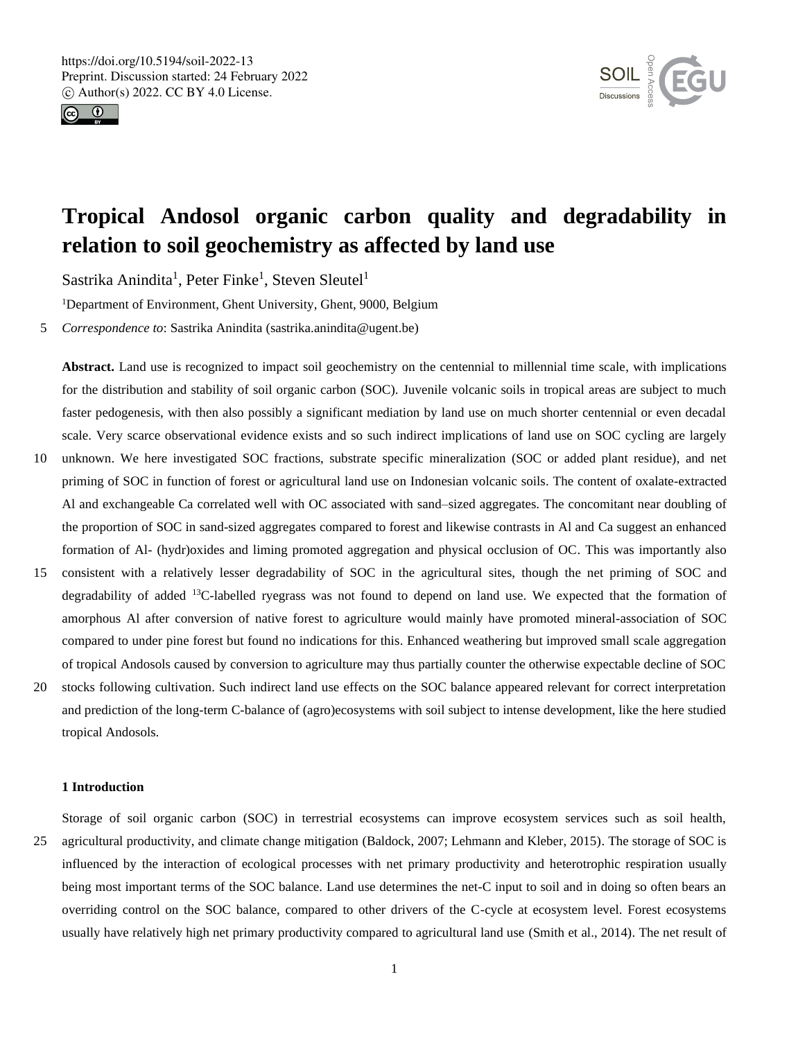# Tropical Andosol organic carbon quality and degradability in relation to soil geochemistry as affected by land use

Sastrika Anindita[1], Peter Finke[1], Steven Sleutel[1]

[1]Department of Environment, Ghent University, Ghent, 9000, Belgium

*Correspondence to*: Sastrika Anindita (sastrika.anindita@ugent.be)

**Abstract.** Land use is recognized to impact soil geochemistry on the centennial to millennial time scale, with implications for the distribution and stability of soil organic carbon (SOC). Juvenile volcanic soils in tropical areas are subject to much faster pedogenesis, with then also possibly a significant mediation by land use on much shorter centennial or even decadal scale. Very scarce observational evidence exists and so such indirect implications of land use on SOC cycling are largely unknown. We here investigated SOC fractions, substrate specific mineralization (SOC or added plant residue), and net priming of SOC in function of forest or agricultural land use on Indonesian volcanic soils. The content of oxalate-extracted Al and exchangeable Ca correlated well with OC associated with sand–sized aggregates. The concomitant near doubling of the proportion of SOC in sand-sized aggregates compared to forest and likewise contrasts in Al and Ca suggest an enhanced formation of Al- (hydr)oxides and liming promoted aggregation and physical occlusion of OC. This was importantly also consistent with a relatively lesser degradability of SOC in the agricultural sites, though the net priming of SOC and degradability of added $^{13}C$-labelled ryegrass was not found to depend on land use. We expected that the formation of amorphous Al after conversion of native forest to agriculture would mainly have promoted mineral-association of SOC compared to under pine forest but found no indications for this. Enhanced weathering but improved small scale aggregation of tropical Andosols caused by conversion to agriculture may thus partially counter the otherwise expectable decline of SOC stocks following cultivation. Such indirect land use effects on the SOC balance appeared relevant for correct interpretation and prediction of the long-term C-balance of (agro)ecosystems with soil subject to intense development, like the here studied tropical Andosols.

## 1 Introduction

Storage of soil organic carbon (SOC) in terrestrial ecosystems can improve ecosystem services such as soil health, agricultural productivity, and climate change mitigation (Baldock, 2007; Lehmann and Kleber, 2015). The storage of SOC is influenced by the interaction of ecological processes with net primary productivity and heterotrophic respiration usually being most important terms of the SOC balance. Land use determines the net-C input to soil and in doing so often bears an overriding control on the SOC balance, compared to other drivers of the C-cycle at ecosystem level. Forest ecosystems usually have relatively high net primary productivity compared to agricultural land use (Smith et al., 2014). The net result of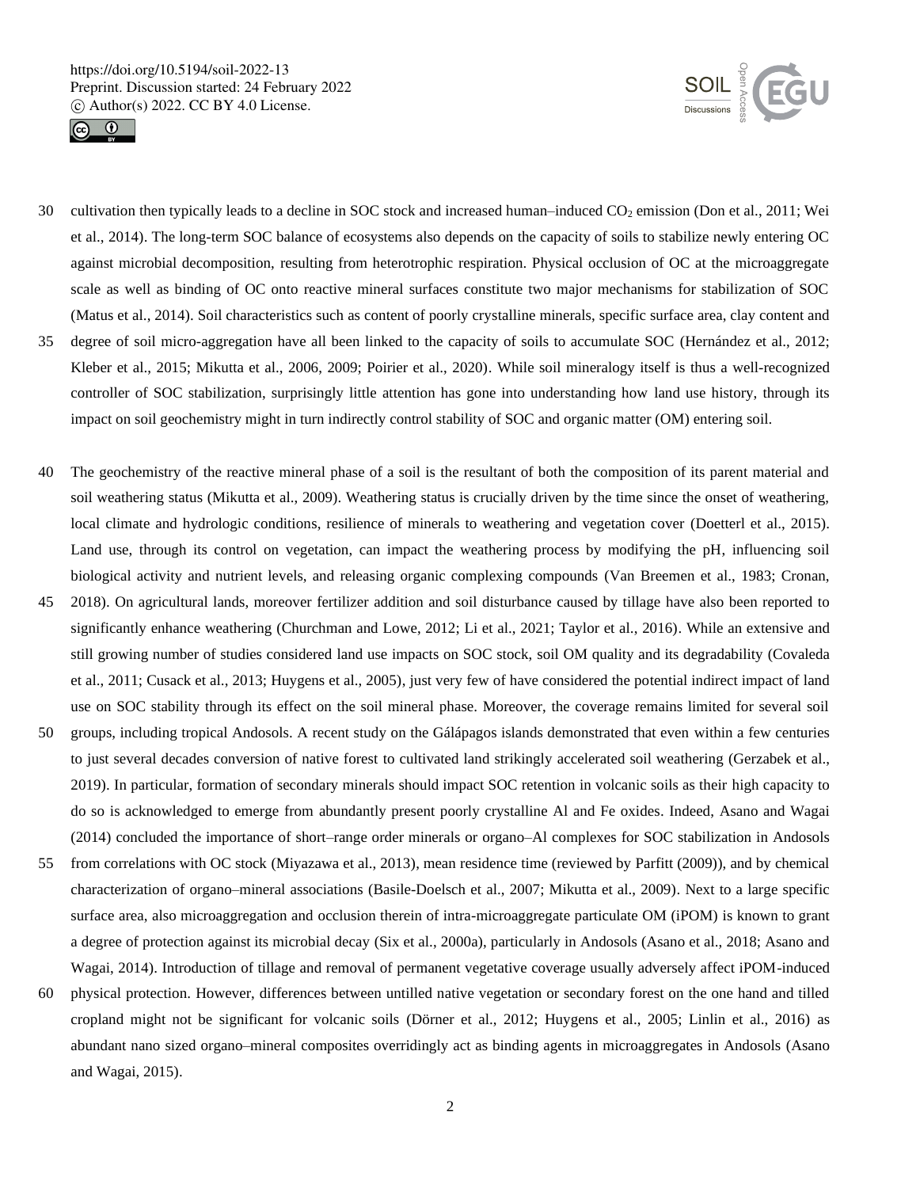cultivation then typically leads to a decline in SOC stock and increased human–induced $CO_2$ emission (Don et al., 2011; Wei et al., 2014). The long-term SOC balance of ecosystems also depends on the capacity of soils to stabilize newly entering OC against microbial decomposition, resulting from heterotrophic respiration. Physical occlusion of OC at the microaggregate scale as well as binding of OC onto reactive mineral surfaces constitute two major mechanisms for stabilization of SOC (Matus et al., 2014). Soil characteristics such as content of poorly crystalline minerals, specific surface area, clay content and degree of soil micro-aggregation have all been linked to the capacity of soils to accumulate SOC (Hernández et al., 2012; Kleber et al., 2015; Mikutta et al., 2006, 2009; Poirier et al., 2020). While soil mineralogy itself is thus a well-recognized controller of SOC stabilization, surprisingly little attention has gone into understanding how land use history, through its impact on soil geochemistry might in turn indirectly control stability of SOC and organic matter (OM) entering soil.

The geochemistry of the reactive mineral phase of a soil is the resultant of both the composition of its parent material and soil weathering status (Mikutta et al., 2009). Weathering status is crucially driven by the time since the onset of weathering, local climate and hydrologic conditions, resilience of minerals to weathering and vegetation cover (Doetterl et al., 2015). Land use, through its control on vegetation, can impact the weathering process by modifying the pH, influencing soil biological activity and nutrient levels, and releasing organic complexing compounds (Van Breemen et al., 1983; Cronan, 2018). On agricultural lands, moreover fertilizer addition and soil disturbance caused by tillage have also been reported to significantly enhance weathering (Churchman and Lowe, 2012; Li et al., 2021; Taylor et al., 2016). While an extensive and still growing number of studies considered land use impacts on SOC stock, soil OM quality and its degradability (Covaleda et al., 2011; Cusack et al., 2013; Huygens et al., 2005), just very few of have considered the potential indirect impact of land use on SOC stability through its effect on the soil mineral phase. Moreover, the coverage remains limited for several soil groups, including tropical Andosols. A recent study on the Gálápagos islands demonstrated that even within a few centuries to just several decades conversion of native forest to cultivated land strikingly accelerated soil weathering (Gerzabek et al., 2019). In particular, formation of secondary minerals should impact SOC retention in volcanic soils as their high capacity to do so is acknowledged to emerge from abundantly present poorly crystalline Al and Fe oxides. Indeed, Asano and Wagai (2014) concluded the importance of short–range order minerals or organo–Al complexes for SOC stabilization in Andosols from correlations with OC stock (Miyazawa et al., 2013), mean residence time (reviewed by Parfitt (2009)), and by chemical characterization of organo–mineral associations (Basile-Doelsch et al., 2007; Mikutta et al., 2009). Next to a large specific surface area, also microaggregation and occlusion therein of intra-microaggregate particulate OM (iPOM) is known to grant a degree of protection against its microbial decay (Six et al., 2000a), particularly in Andosols (Asano et al., 2018; Asano and Wagai, 2014). Introduction of tillage and removal of permanent vegetative coverage usually adversely affect iPOM-induced physical protection. However, differences between untilled native vegetation or secondary forest on the one hand and tilled cropland might not be significant for volcanic soils (Dörner et al., 2012; Huygens et al., 2005; Linlin et al., 2016) as abundant nano sized organo–mineral composites overridingly act as binding agents in microaggregates in Andosols (Asano and Wagai, 2015).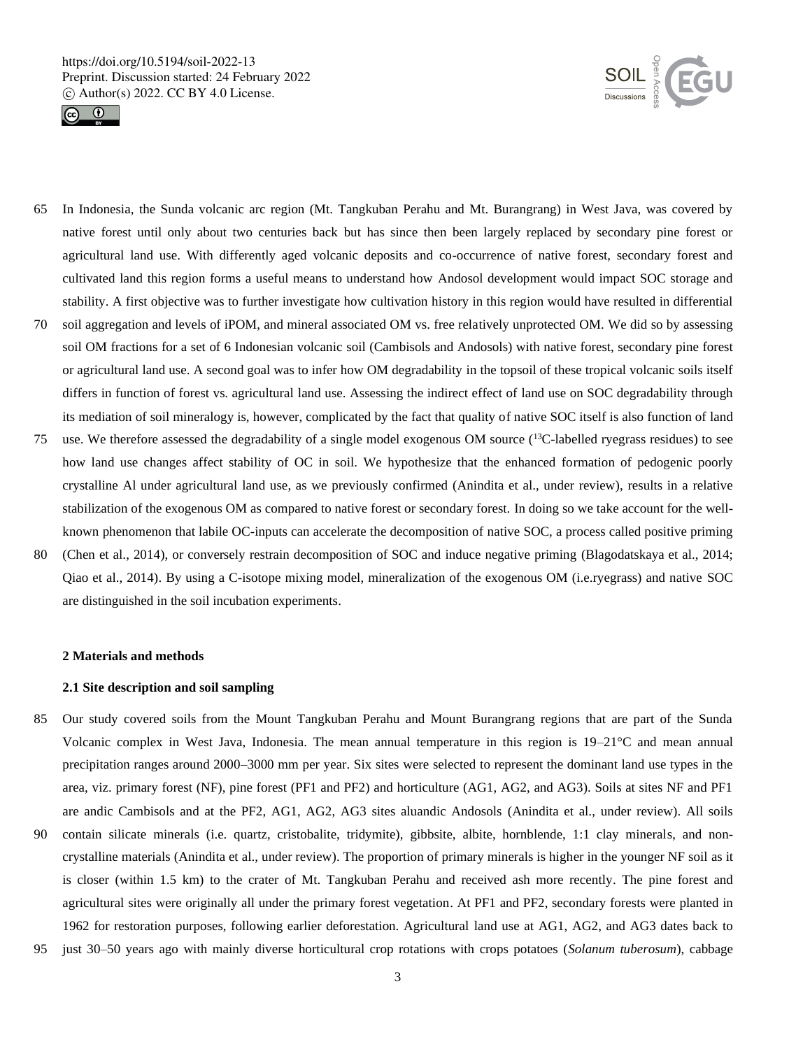In Indonesia, the Sunda volcanic arc region (Mt. Tangkuban Perahu and Mt. Burangrang) in West Java, was covered by native forest until only about two centuries back but has since then been largely replaced by secondary pine forest or agricultural land use. With differently aged volcanic deposits and co-occurrence of native forest, secondary forest and cultivated land this region forms a useful means to understand how Andosol development would impact SOC storage and stability. A first objective was to further investigate how cultivation history in this region would have resulted in differential soil aggregation and levels of iPOM, and mineral associated OM vs. free relatively unprotected OM. We did so by assessing soil OM fractions for a set of 6 Indonesian volcanic soil (Cambisols and Andosols) with native forest, secondary pine forest or agricultural land use. A second goal was to infer how OM degradability in the topsoil of these tropical volcanic soils itself differs in function of forest vs. agricultural land use. Assessing the indirect effect of land use on SOC degradability through its mediation of soil mineralogy is, however, complicated by the fact that quality of native SOC itself is also function of land use. We therefore assessed the degradability of a single model exogenous OM source ($^{13}C$-labelled ryegrass residues) to see how land use changes affect stability of OC in soil. We hypothesize that the enhanced formation of pedogenic poorly crystalline Al under agricultural land use, as we previously confirmed (Anindita et al., under review), results in a relative stabilization of the exogenous OM as compared to native forest or secondary forest. In doing so we take account for the well-known phenomenon that labile OC-inputs can accelerate the decomposition of native SOC, a process called positive priming (Chen et al., 2014), or conversely restrain decomposition of SOC and induce negative priming (Blagodatskaya et al., 2014; Qiao et al., 2014). By using a C-isotope mixing model, mineralization of the exogenous OM (i.e.ryegrass) and native SOC are distinguished in the soil incubation experiments.

## 2 Materials and methods

### 2.1 Site description and soil sampling

Our study covered soils from the Mount Tangkuban Perahu and Mount Burangrang regions that are part of the Sunda Volcanic complex in West Java, Indonesia. The mean annual temperature in this region is 19–21°C and mean annual precipitation ranges around 2000–3000 mm per year. Six sites were selected to represent the dominant land use types in the area, viz. primary forest (NF), pine forest (PF1 and PF2) and horticulture (AG1, AG2, and AG3). Soils at sites NF and PF1 are andic Cambisols and at the PF2, AG1, AG2, AG3 sites aluandic Andosols (Anindita et al., under review). All soils contain silicate minerals (i.e. quartz, cristobalite, tridymite), gibbsite, albite, hornblende, 1:1 clay minerals, and non-crystalline materials (Anindita et al., under review). The proportion of primary minerals is higher in the younger NF soil as it is closer (within 1.5 km) to the crater of Mt. Tangkuban Perahu and received ash more recently. The pine forest and agricultural sites were originally all under the primary forest vegetation. At PF1 and PF2, secondary forests were planted in 1962 for restoration purposes, following earlier deforestation. Agricultural land use at AG1, AG2, and AG3 dates back to just 30–50 years ago with mainly diverse horticultural crop rotations with crops potatoes (*Solanum tuberosum*), cabbage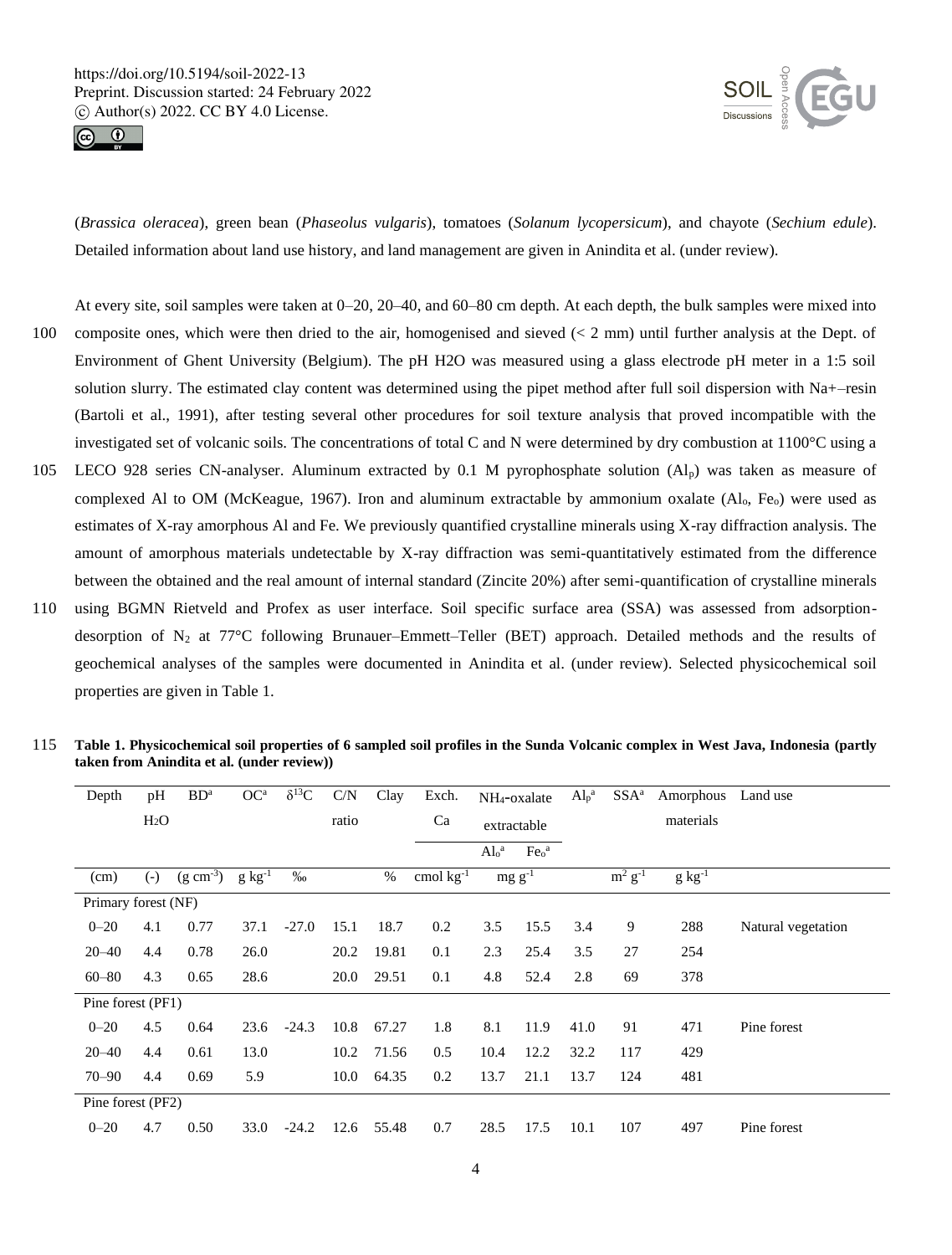(*Brassica oleracea*), green bean (*Phaseolus vulgaris*), tomatoes (*Solanum lycopersicum*), and chayote (*Sechium edule*). Detailed information about land use history, and land management are given in Anindita et al. (under review).

At every site, soil samples were taken at 0–20, 20–40, and 60–80 cm depth. At each depth, the bulk samples were mixed into composite ones, which were then dried to the air, homogenised and sieved (< 2 mm) until further analysis at the Dept. of Environment of Ghent University (Belgium). The pH H2O was measured using a glass electrode pH meter in a 1:5 soil solution slurry. The estimated clay content was determined using the pipet method after full soil dispersion with Na+–resin (Bartoli et al., 1991), after testing several other procedures for soil texture analysis that proved incompatible with the investigated set of volcanic soils. The concentrations of total C and N were determined by dry combustion at 1100°C using a LECO 928 series CN-analyser. Aluminum extracted by 0.1 M pyrophosphate solution ($Al_p$) was taken as measure of complexed Al to OM (McKeague, 1967). Iron and aluminum extractable by ammonium oxalate ($Al_o$, $Fe_o$) were used as estimates of X-ray amorphous Al and Fe. We previously quantified crystalline minerals using X-ray diffraction analysis. The amount of amorphous materials undetectable by X-ray diffraction was semi-quantitatively estimated from the difference between the obtained and the real amount of internal standard (Zincite 20%) after semi-quantification of crystalline minerals using BGMN Rietveld and Profex as user interface. Soil specific surface area (SSA) was assessed from adsorption-desorption of $N_2$ at 77°C following Brunauer–Emmett–Teller (BET) approach. Detailed methods and the results of geochemical analyses of the samples were documented in Anindita et al. (under review). Selected physicochemical soil properties are given in Table 1.

**Table 1. Physicochemical soil properties of 6 sampled soil profiles in the Sunda Volcanic complex in West Java, Indonesia (partly taken from Anindita et al. (under review))**

| Depth | pH H2O | BD[a] | OC[a] | $\delta^{13}C$ | C/N ratio | Clay | Exch. Ca | $NH_4$-oxalate extractable | | $Al_p$[a] | SSA[a] | Amorphous materials | Land use |
|---|---|---|---|---|---|---|---|---|---|---|---|---|---|
| | | | | | | | | $Al_o$[a] | $Fe_o$[a] | | | | |
| (cm) | (-) | (g cm$^{-3}$) | g kg$^{-1}$ | ‰ | | % | cmol kg$^{-1}$ | mg g$^{-1}$ | | | m$^2$ g$^{-1}$ | g kg$^{-1}$ | |
| Primary forest (NF) | | | | | | | | | | | | | |
| 0–20 | 4.1 | 0.77 | 37.1 | -27.0 | 15.1 | 18.7 | 0.2 | 3.5 | 15.5 | 3.4 | 9 | 288 | Natural vegetation |
| 20–40 | 4.4 | 0.78 | 26.0 | | 20.2 | 19.81 | 0.1 | 2.3 | 25.4 | 3.5 | 27 | 254 | |
| 60–80 | 4.3 | 0.65 | 28.6 | | 20.0 | 29.51 | 0.1 | 4.8 | 52.4 | 2.8 | 69 | 378 | |
| Pine forest (PF1) | | | | | | | | | | | | | |
| 0–20 | 4.5 | 0.64 | 23.6 | -24.3 | 10.8 | 67.27 | 1.8 | 8.1 | 11.9 | 41.0 | 91 | 471 | Pine forest |
| 20–40 | 4.4 | 0.61 | 13.0 | | 10.2 | 71.56 | 0.5 | 10.4 | 12.2 | 32.2 | 117 | 429 | |
| 70–90 | 4.4 | 0.69 | 5.9 | | 10.0 | 64.35 | 0.2 | 13.7 | 21.1 | 13.7 | 124 | 481 | |
| Pine forest (PF2) | | | | | | | | | | | | | |
| 0–20 | 4.7 | 0.50 | 33.0 | -24.2 | 12.6 | 55.48 | 0.7 | 28.5 | 17.5 | 10.1 | 107 | 497 | Pine forest |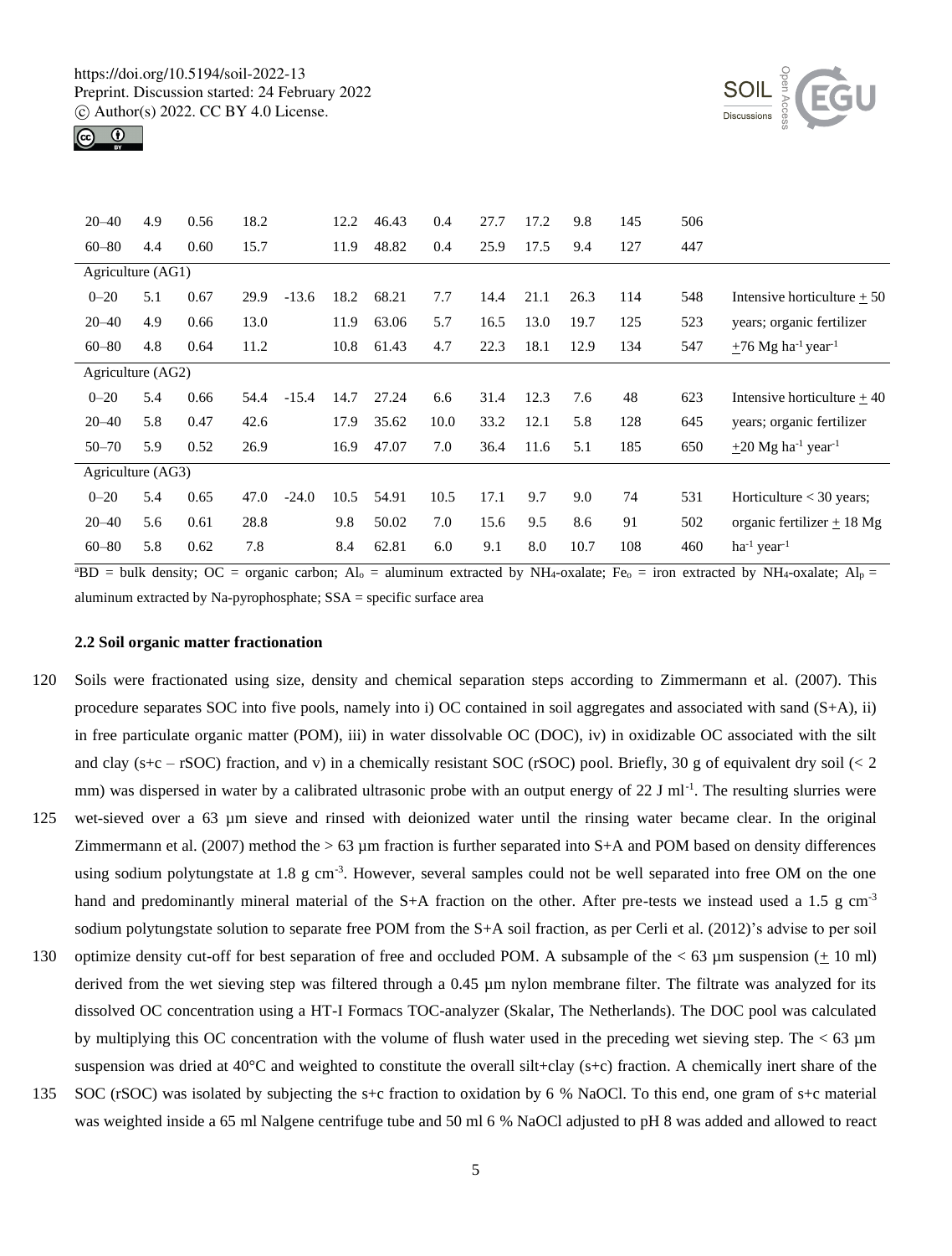| | | | | | | | | | | | | | |
|---|---|---|---|---|---|---|---|---|---|---|---|---|---|
| 20–40 | 4.9 | 0.56 | 18.2 | | 12.2 | 46.43 | 0.4 | 27.7 | 17.2 | 9.8 | 145 | 506 | |
| 60–80 | 4.4 | 0.60 | 15.7 | | 11.9 | 48.82 | 0.4 | 25.9 | 17.5 | 9.4 | 127 | 447 | |
| Agriculture (AG1) | | | | | | | | | | | | | |
| 0–20 | 5.1 | 0.67 | 29.9 | -13.6 | 18.2 | 68.21 | 7.7 | 14.4 | 21.1 | 26.3 | 114 | 548 | Intensive horticulture ± 50 |
| 20–40 | 4.9 | 0.66 | 13.0 | | 11.9 | 63.06 | 5.7 | 16.5 | 13.0 | 19.7 | 125 | 523 | years; organic fertilizer |
| 60–80 | 4.8 | 0.64 | 11.2 | | 10.8 | 61.43 | 4.7 | 22.3 | 18.1 | 12.9 | 134 | 547 | ±76 Mg ha$^{-1}$ year$^{-1}$ |
| Agriculture (AG2) | | | | | | | | | | | | | |
| 0–20 | 5.4 | 0.66 | 54.4 | -15.4 | 14.7 | 27.24 | 6.6 | 31.4 | 12.3 | 7.6 | 48 | 623 | Intensive horticulture ± 40 |
| 20–40 | 5.8 | 0.47 | 42.6 | | 17.9 | 35.62 | 10.0 | 33.2 | 12.1 | 5.8 | 128 | 645 | years; organic fertilizer |
| 50–70 | 5.9 | 0.52 | 26.9 | | 16.9 | 47.07 | 7.0 | 36.4 | 11.6 | 5.1 | 185 | 650 | ±20 Mg ha$^{-1}$ year$^{-1}$ |
| Agriculture (AG3) | | | | | | | | | | | | | |
| 0–20 | 5.4 | 0.65 | 47.0 | -24.0 | 10.5 | 54.91 | 10.5 | 17.1 | 9.7 | 9.0 | 74 | 531 | Horticulture < 30 years; |
| 20–40 | 5.6 | 0.61 | 28.8 | | 9.8 | 50.02 | 7.0 | 15.6 | 9.5 | 8.6 | 91 | 502 | organic fertilizer ± 18 Mg |
| 60–80 | 5.8 | 0.62 | 7.8 | | 8.4 | 62.81 | 6.0 | 9.1 | 8.0 | 10.7 | 108 | 460 | ha$^{-1}$ year$^{-1}$ |

[a]BD = bulk density; OC = organic carbon; $Al_o$ = aluminum extracted by $NH_4$-oxalate; $Fe_o$ = iron extracted by $NH_4$-oxalate; $Al_p$ = aluminum extracted by Na-pyrophosphate; SSA = specific surface area

### 2.2 Soil organic matter fractionation

Soils were fractionated using size, density and chemical separation steps according to Zimmermann et al. (2007). This procedure separates SOC into five pools, namely into i) OC contained in soil aggregates and associated with sand (S+A), ii) in free particulate organic matter (POM), iii) in water dissolvable OC (DOC), iv) in oxidizable OC associated with the silt and clay (s+c – rSOC) fraction, and v) in a chemically resistant SOC (rSOC) pool. Briefly, 30 g of equivalent dry soil (< 2 mm) was dispersed in water by a calibrated ultrasonic probe with an output energy of 22 J ml$^{-1}$. The resulting slurries were wet-sieved over a 63 µm sieve and rinsed with deionized water until the rinsing water became clear. In the original Zimmermann et al. (2007) method the > 63 µm fraction is further separated into S+A and POM based on density differences using sodium polytungstate at 1.8 g cm$^{-3}$. However, several samples could not be well separated into free OM on the one hand and predominantly mineral material of the S+A fraction on the other. After pre-tests we instead used a 1.5 g cm$^{-3}$ sodium polytungstate solution to separate free POM from the S+A soil fraction, as per Cerli et al. (2012)'s advise to per soil optimize density cut-off for best separation of free and occluded POM. A subsample of the < 63 µm suspension (± 10 ml) derived from the wet sieving step was filtered through a 0.45 µm nylon membrane filter. The filtrate was analyzed for its dissolved OC concentration using a HT-I Formacs TOC-analyzer (Skalar, The Netherlands). The DOC pool was calculated by multiplying this OC concentration with the volume of flush water used in the preceding wet sieving step. The < 63 µm suspension was dried at 40°C and weighted to constitute the overall silt+clay (s+c) fraction. A chemically inert share of the SOC (rSOC) was isolated by subjecting the s+c fraction to oxidation by 6 % NaOCl. To this end, one gram of s+c material was weighted inside a 65 ml Nalgene centrifuge tube and 50 ml 6 % NaOCl adjusted to pH 8 was added and allowed to react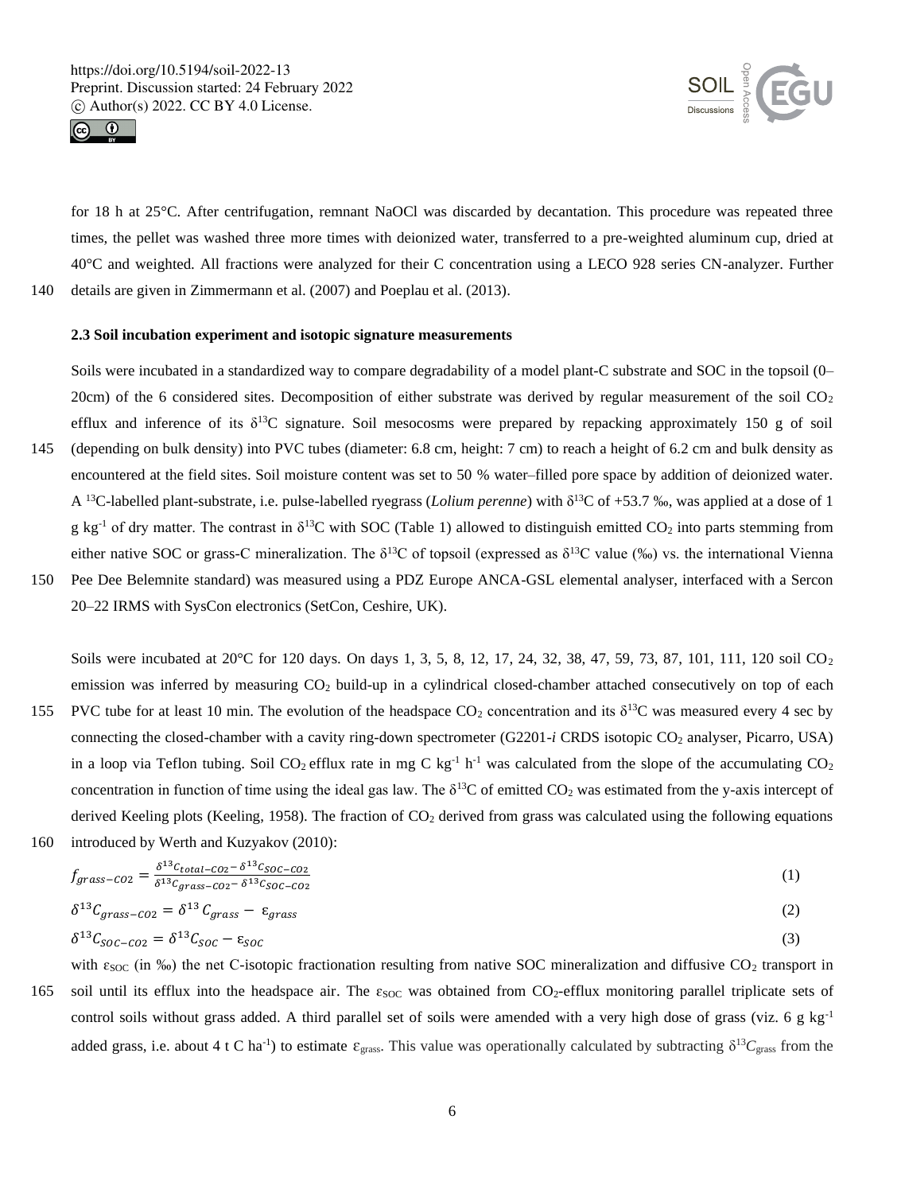for 18 h at 25°C. After centrifugation, remnant NaOCl was discarded by decantation. This procedure was repeated three times, the pellet was washed three more times with deionized water, transferred to a pre-weighted aluminum cup, dried at 40°C and weighted. All fractions were analyzed for their C concentration using a LECO 928 series CN-analyzer. Further details are given in Zimmermann et al. (2007) and Poeplau et al. (2013).

### 2.3 Soil incubation experiment and isotopic signature measurements

Soils were incubated in a standardized way to compare degradability of a model plant-C substrate and SOC in the topsoil (0–20cm) of the 6 considered sites. Decomposition of either substrate was derived by regular measurement of the soil $CO_2$ efflux and inference of its $\delta^{13}C$ signature. Soil mesocosms were prepared by repacking approximately 150 g of soil (depending on bulk density) into PVC tubes (diameter: 6.8 cm, height: 7 cm) to reach a height of 6.2 cm and bulk density as encountered at the field sites. Soil moisture content was set to 50 % water–filled pore space by addition of deionized water. A $^{13}C$-labelled plant-substrate, i.e. pulse-labelled ryegrass (*Lolium perenne*) with $\delta^{13}C$ of +53.7 ‰, was applied at a dose of 1 g $kg^{-1}$ of dry matter. The contrast in $\delta^{13}C$ with SOC (Table 1) allowed to distinguish emitted $CO_2$ into parts stemming from either native SOC or grass-C mineralization. The $\delta^{13}C$ of topsoil (expressed as $\delta^{13}C$ value (‰) vs. the international Vienna Pee Dee Belemnite standard) was measured using a PDZ Europe ANCA-GSL elemental analyser, interfaced with a Sercon 20–22 IRMS with SysCon electronics (SetCon, Ceshire, UK).

Soils were incubated at 20°C for 120 days. On days 1, 3, 5, 8, 12, 17, 24, 32, 38, 47, 59, 73, 87, 101, 111, 120 soil $CO_2$ emission was inferred by measuring $CO_2$ build-up in a cylindrical closed-chamber attached consecutively on top of each PVC tube for at least 10 min. The evolution of the headspace $CO_2$ concentration and its $\delta^{13}C$ was measured every 4 sec by connecting the closed-chamber with a cavity ring-down spectrometer (G2201-*i* CRDS isotopic $CO_2$ analyser, Picarro, USA) in a loop via Teflon tubing. Soil $CO_2$ efflux rate in mg C $kg^{-1}$ $h^{-1}$ was calculated from the slope of the accumulating $CO_2$ concentration in function of time using the ideal gas law. The $\delta^{13}C$ of emitted $CO_2$ was estimated from the y-axis intercept of derived Keeling plots (Keeling, 1958). The fraction of $CO_2$ derived from grass was calculated using the following equations introduced by Werth and Kuzyakov (2010):

$$f_{grass-CO2} = \frac{\delta^{13}C_{total-CO2} - \delta^{13}C_{SOC-CO2}}{\delta^{13}C_{grass-CO2} - \delta^{13}C_{SOC-CO2}} \quad (1)$$

$$\delta^{13}C_{grass-CO2} = \delta^{13}C_{grass} - \varepsilon_{grass} \quad (2)$$

$$\delta^{13}C_{SOC-CO2} = \delta^{13}C_{SOC} - \varepsilon_{SOC} \quad (3)$$

with $\varepsilon_{SOC}$ (in ‰) the net C-isotopic fractionation resulting from native SOC mineralization and diffusive $CO_2$ transport in soil until its efflux into the headspace air. The $\varepsilon_{SOC}$ was obtained from $CO_2$-efflux monitoring parallel triplicate sets of control soils without grass added. A third parallel set of soils were amended with a very high dose of grass (viz. 6 g $kg^{-1}$ added grass, i.e. about 4 t C $ha^{-1}$) to estimate $\varepsilon_{grass}$. This value was operationally calculated by subtracting $\delta^{13}C_{grass}$ from the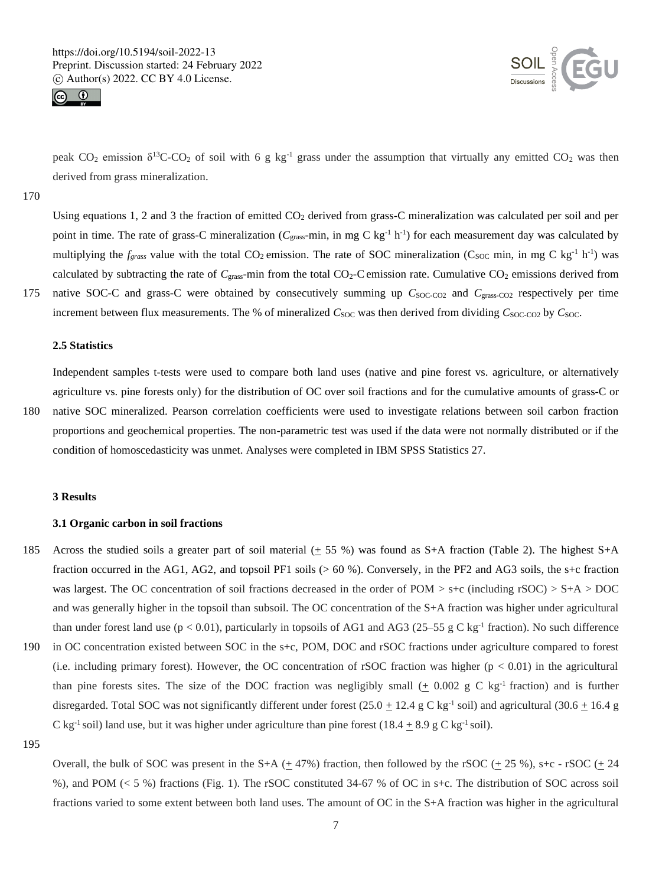peak $CO_2$ emission $\delta^{13}C$-$CO_2$ of soil with 6 g $kg^{-1}$ grass under the assumption that virtually any emitted $CO_2$ was then derived from grass mineralization.

Using equations 1, 2 and 3 the fraction of emitted $CO_2$ derived from grass-C mineralization was calculated per soil and per point in time. The rate of grass-C mineralization ($C_{grass}$-min, in mg C $kg^{-1}$ $h^{-1}$) for each measurement day was calculated by multiplying the $f_{grass}$ value with the total $CO_2$ emission. The rate of SOC mineralization ($C_{SOC}$ min, in mg C $kg^{-1}$ $h^{-1}$) was calculated by subtracting the rate of $C_{grass}$-min from the total $CO_2$-C emission rate. Cumulative $CO_2$ emissions derived from native SOC-C and grass-C were obtained by consecutively summing up $C_{SOC\text{-}CO2}$ and $C_{grass\text{-}CO2}$ respectively per time increment between flux measurements. The % of mineralized $C_{SOC}$ was then derived from dividing $C_{SOC\text{-}CO2}$ by $C_{SOC}$.

### 2.5 Statistics

Independent samples t-tests were used to compare both land uses (native and pine forest vs. agriculture, or alternatively agriculture vs. pine forests only) for the distribution of OC over soil fractions and for the cumulative amounts of grass-C or native SOC mineralized. Pearson correlation coefficients were used to investigate relations between soil carbon fraction proportions and geochemical properties. The non-parametric test was used if the data were not normally distributed or if the condition of homoscedasticity was unmet. Analyses were completed in IBM SPSS Statistics 27.

## 3 Results

### 3.1 Organic carbon in soil fractions

Across the studied soils a greater part of soil material ($\pm$ 55 %) was found as S+A fraction (Table 2). The highest S+A fraction occurred in the AG1, AG2, and topsoil PF1 soils (> 60 %). Conversely, in the PF2 and AG3 soils, the s+c fraction was largest. The OC concentration of soil fractions decreased in the order of POM > s+c (including rSOC) > S+A > DOC and was generally higher in the topsoil than subsoil. The OC concentration of the S+A fraction was higher under agricultural than under forest land use ($p < 0.01$), particularly in topsoils of AG1 and AG3 (25–55 g C $kg^{-1}$ fraction). No such difference in OC concentration existed between SOC in the s+c, POM, DOC and rSOC fractions under agriculture compared to forest (i.e. including primary forest). However, the OC concentration of rSOC fraction was higher ($p < 0.01$) in the agricultural than pine forests sites. The size of the DOC fraction was negligibly small ($\pm$ 0.002 g C $kg^{-1}$ fraction) and is further disregarded. Total SOC was not significantly different under forest (25.0 $\pm$ 12.4 g C $kg^{-1}$ soil) and agricultural (30.6 $\pm$ 16.4 g C $kg^{-1}$ soil) land use, but it was higher under agriculture than pine forest (18.4 $\pm$ 8.9 g C $kg^{-1}$ soil).

Overall, the bulk of SOC was present in the S+A ($\pm$ 47%) fraction, then followed by the rSOC ($\pm$ 25 %), s+c - rSOC ($\pm$ 24 %), and POM (< 5 %) fractions (Fig. 1). The rSOC constituted 34-67 % of OC in s+c. The distribution of SOC across soil fractions varied to some extent between both land uses. The amount of OC in the S+A fraction was higher in the agricultural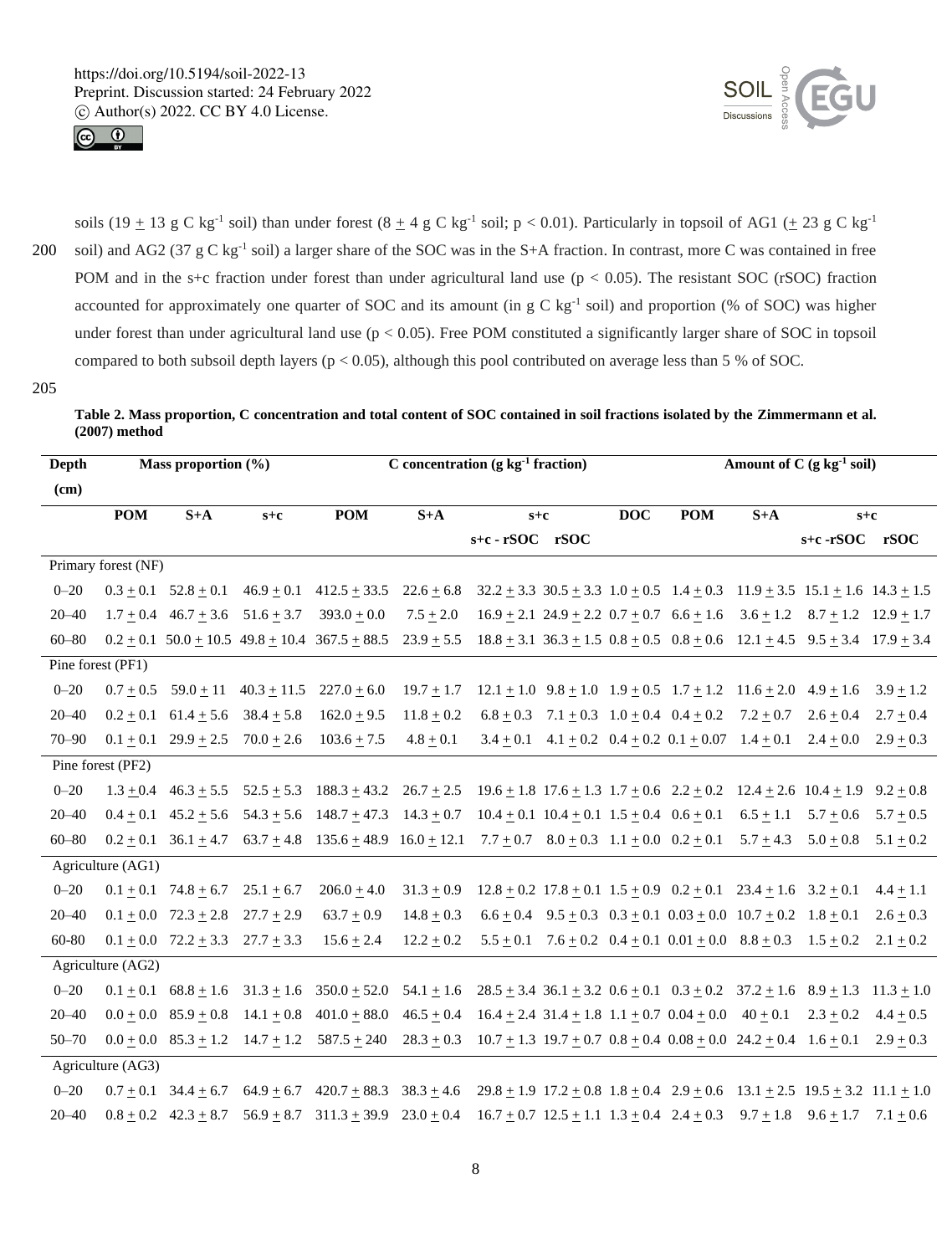soils (19 ± 13 g C $kg^{-1}$ soil) than under forest (8 ± 4 g C $kg^{-1}$ soil; $p < 0.01$). Particularly in topsoil of AG1 (± 23 g C $kg^{-1}$ soil) and AG2 (37 g C $kg^{-1}$ soil) a larger share of the SOC was in the S+A fraction. In contrast, more C was contained in free POM and in the s+c fraction under forest than under agricultural land use ($p < 0.05$). The resistant SOC (rSOC) fraction accounted for approximately one quarter of SOC and its amount (in g C $kg^{-1}$ soil) and proportion (% of SOC) was higher under forest than under agricultural land use ($p < 0.05$). Free POM constituted a significantly larger share of SOC in topsoil compared to both subsoil depth layers ($p < 0.05$), although this pool contributed on average less than 5 % of SOC.

**Table 2. Mass proportion, C concentration and total content of SOC contained in soil fractions isolated by the Zimmermann et al. (2007) method**

| Depth (cm) | Mass proportion (%) | | | C concentration (g $kg^{-1}$ fraction) | | | | | Amount of C (g $kg^{-1}$ soil) | | | |
|---|---|---|---|---|---|---|---|---|---|---|---|---|
| | POM | S+A | s+c | POM | S+A | s+c | | DOC | POM | S+A | s+c | |
| | | | | | | s+c - rSOC | rSOC | | | | s+c -rSOC | rSOC |
| Primary forest (NF) | | | | | | | | | | | | |
| 0–20 | 0.3 ± 0.1 | 52.8 ± 0.1 | 46.9 ± 0.1 | 412.5 ± 33.5 | 22.6 ± 6.8 | 32.2 ± 3.3 | 30.5 ± 3.3 | 1.0 ± 0.5 | 1.4 ± 0.3 | 11.9 ± 3.5 | 15.1 ± 1.6 | 14.3 ± 1.5 |
| 20–40 | 1.7 ± 0.4 | 46.7 ± 3.6 | 51.6 ± 3.7 | 393.0 ± 0.0 | 7.5 ± 2.0 | 16.9 ± 2.1 | 24.9 ± 2.2 | 0.7 ± 0.7 | 6.6 ± 1.6 | 3.6 ± 1.2 | 8.7 ± 1.2 | 12.9 ± 1.7 |
| 60–80 | 0.2 ± 0.1 | 50.0 ± 10.5 | 49.8 ± 10.4 | 367.5 ± 88.5 | 23.9 ± 5.5 | 18.8 ± 3.1 | 36.3 ± 1.5 | 0.8 ± 0.5 | 0.8 ± 0.6 | 12.1 ± 4.5 | 9.5 ± 3.4 | 17.9 ± 3.4 |
| Pine forest (PF1) | | | | | | | | | | | | |
| 0–20 | 0.7 ± 0.5 | 59.0 ± 11 | 40.3 ± 11.5 | 227.0 ± 6.0 | 19.7 ± 1.7 | 12.1 ± 1.0 | 9.8 ± 1.0 | 1.9 ± 0.5 | 1.7 ± 1.2 | 11.6 ± 2.0 | 4.9 ± 1.6 | 3.9 ± 1.2 |
| 20–40 | 0.2 ± 0.1 | 61.4 ± 5.6 | 38.4 ± 5.8 | 162.0 ± 9.5 | 11.8 ± 0.2 | 6.8 ± 0.3 | 7.1 ± 0.3 | 1.0 ± 0.4 | 0.4 ± 0.2 | 7.2 ± 0.7 | 2.6 ± 0.4 | 2.7 ± 0.4 |
| 70–90 | 0.1 ± 0.1 | 29.9 ± 2.5 | 70.0 ± 2.6 | 103.6 ± 7.5 | 4.8 ± 0.1 | 3.4 ± 0.1 | 4.1 ± 0.2 | 0.4 ± 0.2 | 0.1 ± 0.07 | 1.4 ± 0.1 | 2.4 ± 0.0 | 2.9 ± 0.3 |
| Pine forest (PF2) | | | | | | | | | | | | |
| 0–20 | 1.3 ± 0.4 | 46.3 ± 5.5 | 52.5 ± 5.3 | 188.3 ± 43.2 | 26.7 ± 2.5 | 19.6 ± 1.8 | 17.6 ± 1.3 | 1.7 ± 0.6 | 2.2 ± 0.2 | 12.4 ± 2.6 | 10.4 ± 1.9 | 9.2 ± 0.8 |
| 20–40 | 0.4 ± 0.1 | 45.2 ± 5.6 | 54.3 ± 5.6 | 148.7 ± 47.3 | 14.3 ± 0.7 | 10.4 ± 0.1 | 10.4 ± 0.1 | 1.5 ± 0.4 | 0.6 ± 0.1 | 6.5 ± 1.1 | 5.7 ± 0.6 | 5.7 ± 0.5 |
| 60–80 | 0.2 ± 0.1 | 36.1 ± 4.7 | 63.7 ± 4.8 | 135.6 ± 48.9 | 16.0 ± 12.1 | 7.7 ± 0.7 | 8.0 ± 0.3 | 1.1 ± 0.0 | 0.2 ± 0.1 | 5.7 ± 4.3 | 5.0 ± 0.8 | 5.1 ± 0.2 |
| Agriculture (AG1) | | | | | | | | | | | | |
| 0–20 | 0.1 ± 0.1 | 74.8 ± 6.7 | 25.1 ± 6.7 | 206.0 ± 4.0 | 31.3 ± 0.9 | 12.8 ± 0.2 | 17.8 ± 0.1 | 1.5 ± 0.9 | 0.2 ± 0.1 | 23.4 ± 1.6 | 3.2 ± 0.1 | 4.4 ± 1.1 |
| 20–40 | 0.1 ± 0.0 | 72.3 ± 2.8 | 27.7 ± 2.9 | 63.7 ± 0.9 | 14.8 ± 0.3 | 6.6 ± 0.4 | 9.5 ± 0.3 | 0.3 ± 0.1 | 0.03 ± 0.0 | 10.7 ± 0.2 | 1.8 ± 0.1 | 2.6 ± 0.3 |
| 60-80 | 0.1 ± 0.0 | 72.2 ± 3.3 | 27.7 ± 3.3 | 15.6 ± 2.4 | 12.2 ± 0.2 | 5.5 ± 0.1 | 7.6 ± 0.2 | 0.4 ± 0.1 | 0.01 ± 0.0 | 8.8 ± 0.3 | 1.5 ± 0.2 | 2.1 ± 0.2 |
| Agriculture (AG2) | | | | | | | | | | | | |
| 0–20 | 0.1 ± 0.1 | 68.8 ± 1.6 | 31.3 ± 1.6 | 350.0 ± 52.0 | 54.1 ± 1.6 | 28.5 ± 3.4 | 36.1 ± 3.2 | 0.6 ± 0.1 | 0.3 ± 0.2 | 37.2 ± 1.6 | 8.9 ± 1.3 | 11.3 ± 1.0 |
| 20–40 | 0.0 ± 0.0 | 85.9 ± 0.8 | 14.1 ± 0.8 | 401.0 ± 88.0 | 46.5 ± 0.4 | 16.4 ± 2.4 | 31.4 ± 1.8 | 1.1 ± 0.7 | 0.04 ± 0.0 | 40 ± 0.1 | 2.3 ± 0.2 | 4.4 ± 0.5 |
| 50–70 | 0.0 ± 0.0 | 85.3 ± 1.2 | 14.7 ± 1.2 | 587.5 ± 240 | 28.3 ± 0.3 | 10.7 ± 1.3 | 19.7 ± 0.7 | 0.8 ± 0.4 | 0.08 ± 0.0 | 24.2 ± 0.4 | 1.6 ± 0.1 | 2.9 ± 0.3 |
| Agriculture (AG3) | | | | | | | | | | | | |
| 0–20 | 0.7 ± 0.1 | 34.4 ± 6.7 | 64.9 ± 6.7 | 420.7 ± 88.3 | 38.3 ± 4.6 | 29.8 ± 1.9 | 17.2 ± 0.8 | 1.8 ± 0.4 | 2.9 ± 0.6 | 13.1 ± 2.5 | 19.5 ± 3.2 | 11.1 ± 1.0 |
| 20–40 | 0.8 ± 0.2 | 42.3 ± 8.7 | 56.9 ± 8.7 | 311.3 ± 39.9 | 23.0 ± 0.4 | 16.7 ± 0.7 | 12.5 ± 1.1 | 1.3 ± 0.4 | 2.4 ± 0.3 | 9.7 ± 1.8 | 9.6 ± 1.7 | 7.1 ± 0.6 |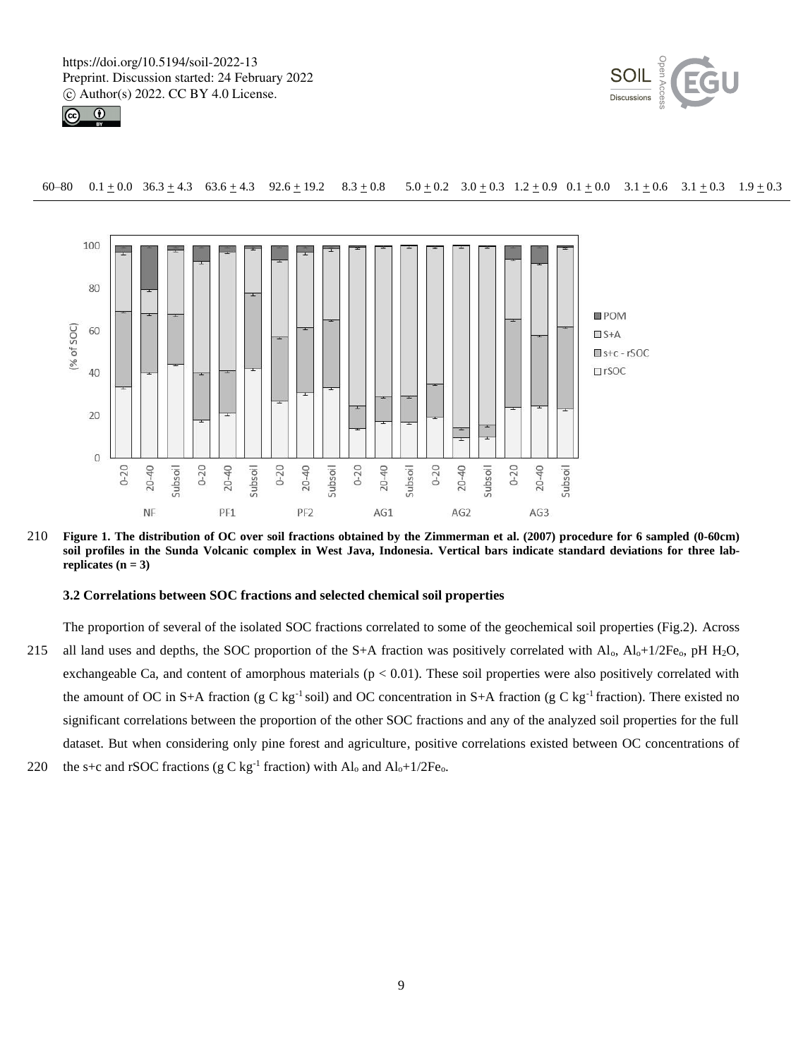| 60–80 | 0.1 ± 0.0 | 36.3 ± 4.3 | 63.6 ± 4.3 | 92.6 ± 19.2 | 8.3 ± 0.8 | 5.0 ± 0.2 | 3.0 ± 0.3 | 1.2 ± 0.9 | 0.1 ± 0.0 | 3.1 ± 0.6 | 3.1 ± 0.3 | 1.9 ± 0.3 |
|---|---|---|---|---|---|---|---|---|---|---|---|---|

**Figure 1. The distribution of OC over soil fractions obtained by the Zimmerman et al. (2007) procedure for 6 sampled (0-60cm) soil profiles in the Sunda Volcanic complex in West Java, Indonesia. Vertical bars indicate standard deviations for three lab-replicates (n = 3)**

### 3.2 Correlations between SOC fractions and selected chemical soil properties

The proportion of several of the isolated SOC fractions correlated to some of the geochemical soil properties (Fig.2). Across all land uses and depths, the SOC proportion of the S+A fraction was positively correlated with $Al_o$, $Al_o$+1/2$Fe_o$, pH $H_2O$, exchangeable Ca, and content of amorphous materials ($p < 0.01$). These soil properties were also positively correlated with the amount of OC in S+A fraction (g C $kg^{-1}$ soil) and OC concentration in S+A fraction (g C $kg^{-1}$ fraction). There existed no significant correlations between the proportion of the other SOC fractions and any of the analyzed soil properties for the full dataset. But when considering only pine forest and agriculture, positive correlations existed between OC concentrations of the s+c and rSOC fractions (g C $kg^{-1}$ fraction) with $Al_o$ and $Al_o$+1/2$Fe_o$.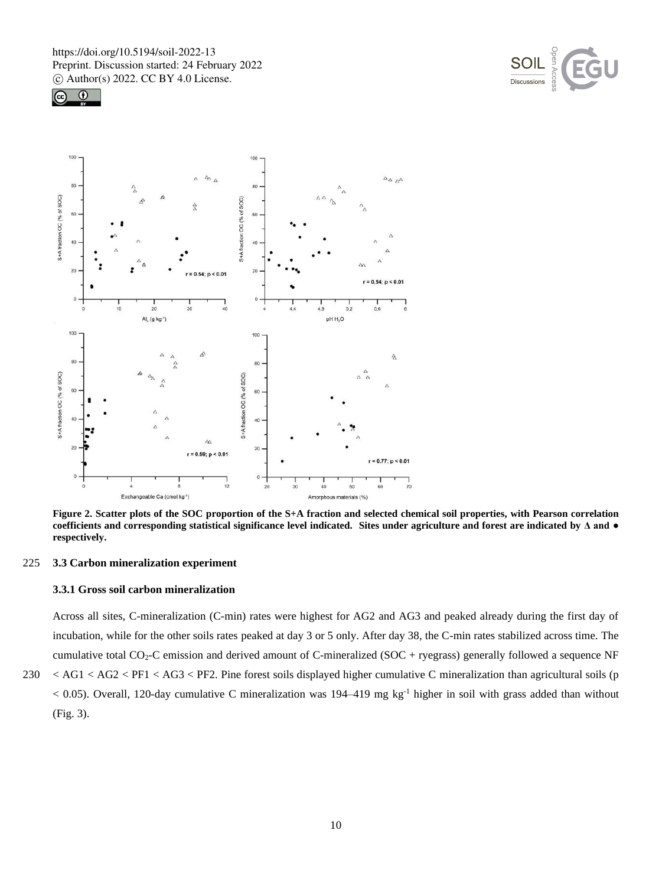Figure 2. Scatter plots of the SOC proportion of the S+A fraction and selected chemical soil properties, with Pearson correlation coefficients and corresponding statistical significance level indicated. Sites under agriculture and forest are indicated by Δ and ● respectively.

### 3.3 Carbon mineralization experiment

#### 3.3.1 Gross soil carbon mineralization

Across all sites, C-mineralization (C-min) rates were highest for AG2 and AG3 and peaked already during the first day of incubation, while for the other soils rates peaked at day 3 or 5 only. After day 38, the C-min rates stabilized across time. The cumulative total $CO_2$-C emission and derived amount of C-mineralized (SOC + ryegrass) generally followed a sequence NF < AG1 < AG2 < PF1 < AG3 < PF2. Pine forest soils displayed higher cumulative C mineralization than agricultural soils ($p < 0.05$). Overall, 120-day cumulative C mineralization was 194–419 mg $kg^{-1}$ higher in soil with grass added than without (Fig. 3).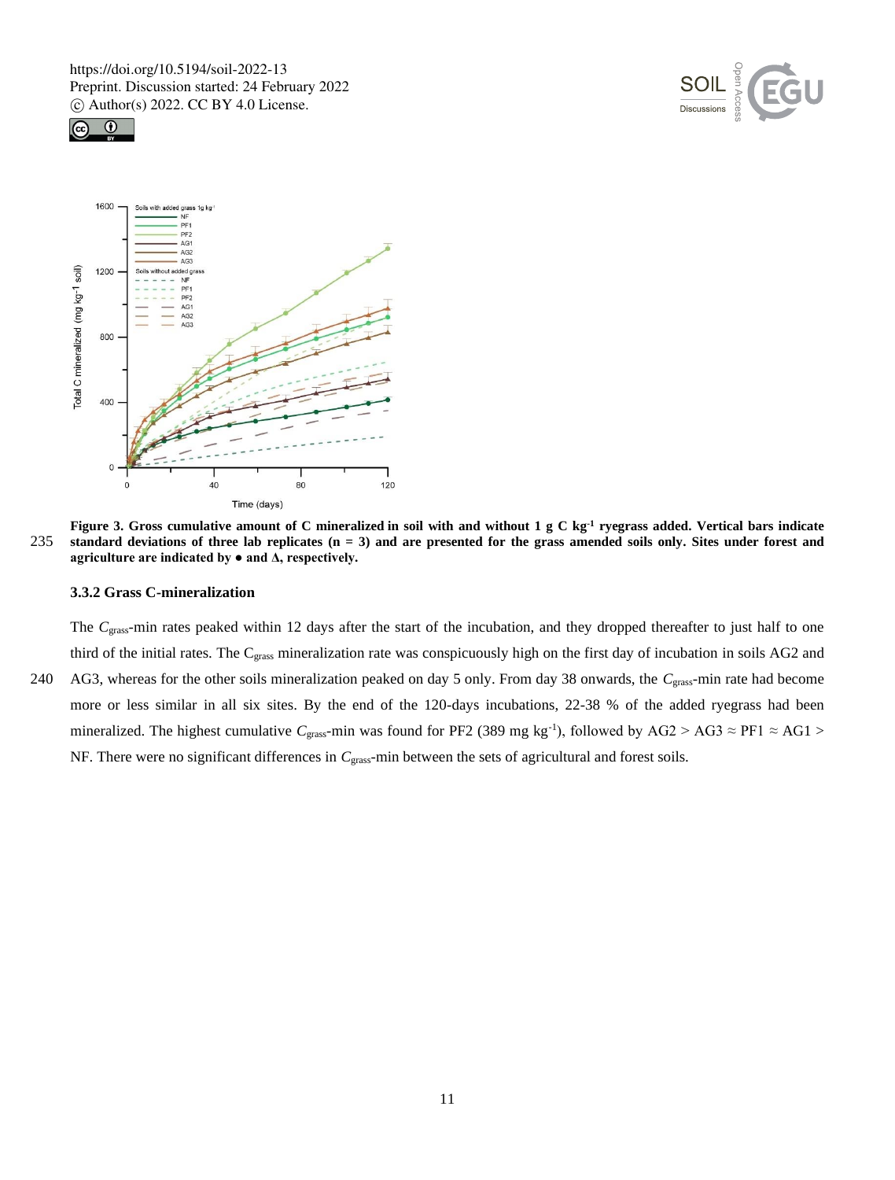Figure 3. Gross cumulative amount of C mineralized in soil with and without 1 g C $kg^{-1}$ ryegrass added. Vertical bars indicate standard deviations of three lab replicates (n = 3) and are presented for the grass amended soils only. Sites under forest and agriculture are indicated by ● and Δ, respectively.

### 3.3.2 Grass C-mineralization

The $C_{grass}$-min rates peaked within 12 days after the start of the incubation, and they dropped thereafter to just half to one third of the initial rates. The $C_{grass}$ mineralization rate was conspicuously high on the first day of incubation in soils AG2 and AG3, whereas for the other soils mineralization peaked on day 5 only. From day 38 onwards, the $C_{grass}$-min rate had become more or less similar in all six sites. By the end of the 120-days incubations, 22-38 % of the added ryegrass had been mineralized. The highest cumulative $C_{grass}$-min was found for PF2 (389 mg $kg^{-1}$), followed by AG2 > AG3 ≈ PF1 ≈ AG1 > NF. There were no significant differences in $C_{grass}$-min between the sets of agricultural and forest soils.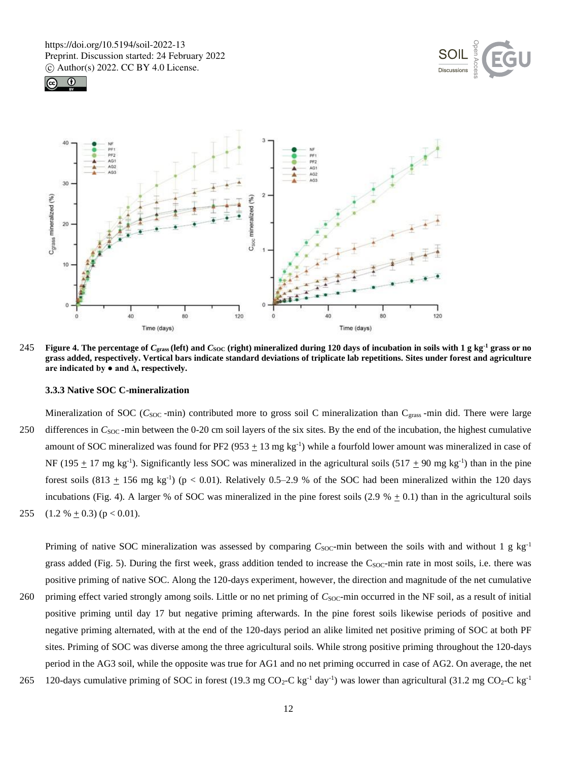**Figure 4. The percentage of $C_{grass}$ (left) and $C_{SOC}$ (right) mineralized during 120 days of incubation in soils with 1 g $kg^{-1}$ grass or no grass added, respectively. Vertical bars indicate standard deviations of triplicate lab repetitions. Sites under forest and agriculture are indicated by ● and Δ, respectively.**

### 3.3.3 Native SOC C-mineralization

Mineralization of SOC ($C_{SOC}$ -min) contributed more to gross soil C mineralization than $C_{grass}$ -min did. There were large differences in $C_{SOC}$ -min between the 0-20 cm soil layers of the six sites. By the end of the incubation, the highest cumulative amount of SOC mineralized was found for PF2 (953 ± 13 mg $kg^{-1}$) while a fourfold lower amount was mineralized in case of NF (195 ± 17 mg $kg^{-1}$). Significantly less SOC was mineralized in the agricultural soils (517 ± 90 mg $kg^{-1}$) than in the pine forest soils (813 ± 156 mg $kg^{-1}$) ($p < 0.01$). Relatively 0.5–2.9 % of the SOC had been mineralized within the 120 days incubations (Fig. 4). A larger % of SOC was mineralized in the pine forest soils (2.9 % ± 0.1) than in the agricultural soils (1.2 % ± 0.3) ($p < 0.01$).

Priming of native SOC mineralization was assessed by comparing $C_{SOC}$-min between the soils with and without 1 g $kg^{-1}$ grass added (Fig. 5). During the first week, grass addition tended to increase the $C_{SOC}$-min rate in most soils, i.e. there was positive priming of native SOC. Along the 120-days experiment, however, the direction and magnitude of the net cumulative priming effect varied strongly among soils. Little or no net priming of $C_{SOC}$-min occurred in the NF soil, as a result of initial positive priming until day 17 but negative priming afterwards. In the pine forest soils likewise periods of positive and negative priming alternated, with at the end of the 120-days period an alike limited net positive priming of SOC at both PF sites. Priming of SOC was diverse among the three agricultural soils. While strong positive priming throughout the 120-days period in the AG3 soil, while the opposite was true for AG1 and no net priming occurred in case of AG2. On average, the net 120-days cumulative priming of SOC in forest (19.3 mg $CO_2$-C $kg^{-1}$ $day^{-1}$) was lower than agricultural (31.2 mg $CO_2$-C $kg^{-1}$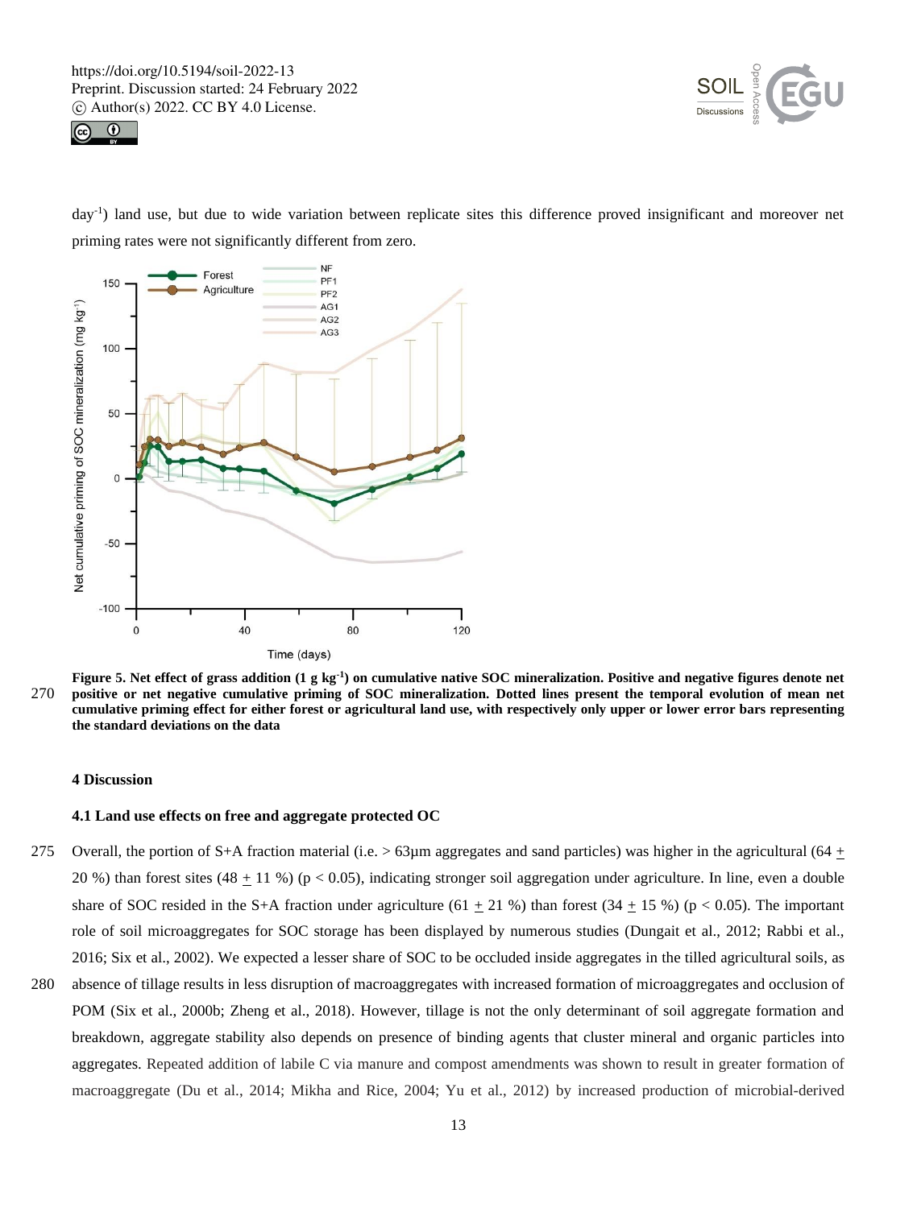day$^{-1}$) land use, but due to wide variation between replicate sites this difference proved insignificant and moreover net priming rates were not significantly different from zero.

**Figure 5. Net effect of grass addition (1 g kg$^{-1}$) on cumulative native SOC mineralization. Positive and negative figures denote net positive or net negative cumulative priming of SOC mineralization. Dotted lines present the temporal evolution of mean net cumulative priming effect for either forest or agricultural land use, with respectively only upper or lower error bars representing the standard deviations on the data**

## 4 Discussion

### 4.1 Land use effects on free and aggregate protected OC

Overall, the portion of S+A fraction material (i.e. > 63µm aggregates and sand particles) was higher in the agricultural (64 ± 20 %) than forest sites (48 ± 11 %) ($p < 0.05$), indicating stronger soil aggregation under agriculture. In line, even a double share of SOC resided in the S+A fraction under agriculture (61 ± 21 %) than forest (34 ± 15 %) ($p < 0.05$). The important role of soil microaggregates for SOC storage has been displayed by numerous studies (Dungait et al., 2012; Rabbi et al., 2016; Six et al., 2002). We expected a lesser share of SOC to be occluded inside aggregates in the tilled agricultural soils, as absence of tillage results in less disruption of macroaggregates with increased formation of microaggregates and occlusion of POM (Six et al., 2000b; Zheng et al., 2018). However, tillage is not the only determinant of soil aggregate formation and breakdown, aggregate stability also depends on presence of binding agents that cluster mineral and organic particles into aggregates. Repeated addition of labile C via manure and compost amendments was shown to result in greater formation of macroaggregate (Du et al., 2014; Mikha and Rice, 2004; Yu et al., 2012) by increased production of microbial-derived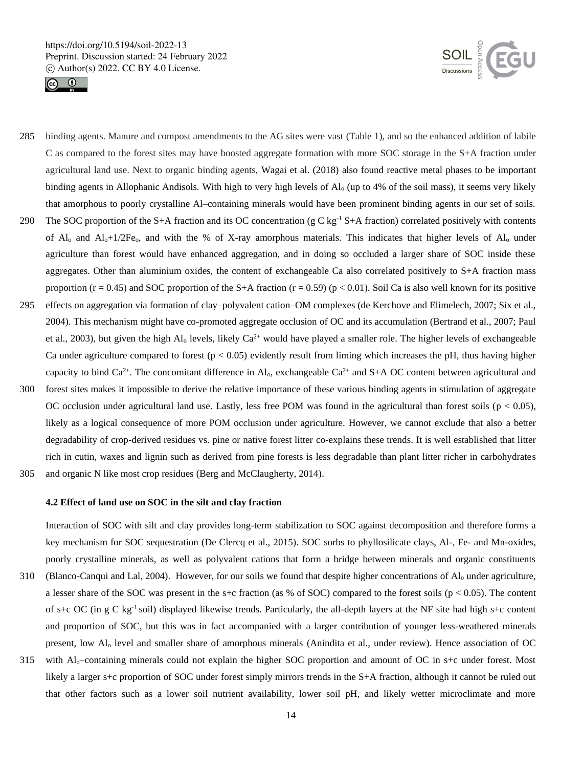binding agents. Manure and compost amendments to the AG sites were vast (Table 1), and so the enhanced addition of labile C as compared to the forest sites may have boosted aggregate formation with more SOC storage in the S+A fraction under agricultural land use. Next to organic binding agents, Wagai et al. (2018) also found reactive metal phases to be important binding agents in Allophanic Andisols. With high to very high levels of $Al_o$ (up to 4% of the soil mass), it seems very likely that amorphous to poorly crystalline Al–containing minerals would have been prominent binding agents in our set of soils. The SOC proportion of the S+A fraction and its OC concentration (g C $kg^{-1}$ S+A fraction) correlated positively with contents of $Al_o$ and $Al_o$+1/2$Fe_o$, and with the % of X-ray amorphous materials. This indicates that higher levels of $Al_o$ under agriculture than forest would have enhanced aggregation, and in doing so occluded a larger share of SOC inside these aggregates. Other than aluminium oxides, the content of exchangeable Ca also correlated positively to S+A fraction mass proportion ($r = 0.45$) and SOC proportion of the S+A fraction ($r = 0.59$) ($p < 0.01$). Soil Ca is also well known for its positive effects on aggregation via formation of clay–polyvalent cation–OM complexes (de Kerchove and Elimelech, 2007; Six et al., 2004). This mechanism might have co-promoted aggregate occlusion of OC and its accumulation (Bertrand et al., 2007; Paul et al., 2003), but given the high $Al_o$ levels, likely $Ca^{2+}$ would have played a smaller role. The higher levels of exchangeable Ca under agriculture compared to forest ($p < 0.05$) evidently result from liming which increases the pH, thus having higher capacity to bind $Ca^{2+}$. The concomitant difference in $Al_o$, exchangeable $Ca^{2+}$ and S+A OC content between agricultural and forest sites makes it impossible to derive the relative importance of these various binding agents in stimulation of aggregate OC occlusion under agricultural land use. Lastly, less free POM was found in the agricultural than forest soils ($p < 0.05$), likely as a logical consequence of more POM occlusion under agriculture. However, we cannot exclude that also a better degradability of crop-derived residues vs. pine or native forest litter co-explains these trends. It is well established that litter rich in cutin, waxes and lignin such as derived from pine forests is less degradable than plant litter richer in carbohydrates and organic N like most crop residues (Berg and McClaugherty, 2014).

### 4.2 Effect of land use on SOC in the silt and clay fraction

Interaction of SOC with silt and clay provides long-term stabilization to SOC against decomposition and therefore forms a key mechanism for SOC sequestration (De Clercq et al., 2015). SOC sorbs to phyllosilicate clays, Al-, Fe- and Mn-oxides, poorly crystalline minerals, as well as polyvalent cations that form a bridge between minerals and organic constituents (Blanco-Canqui and Lal, 2004). However, for our soils we found that despite higher concentrations of $Al_o$ under agriculture, a lesser share of the SOC was present in the s+c fraction (as % of SOC) compared to the forest soils ($p < 0.05$). The content of s+c OC (in g C $kg^{-1}$ soil) displayed likewise trends. Particularly, the all-depth layers at the NF site had high s+c content and proportion of SOC, but this was in fact accompanied with a larger contribution of younger less-weathered minerals present, low $Al_o$ level and smaller share of amorphous minerals (Anindita et al., under review). Hence association of OC with $Al_o$–containing minerals could not explain the higher SOC proportion and amount of OC in s+c under forest. Most likely a larger s+c proportion of SOC under forest simply mirrors trends in the S+A fraction, although it cannot be ruled out that other factors such as a lower soil nutrient availability, lower soil pH, and likely wetter microclimate and more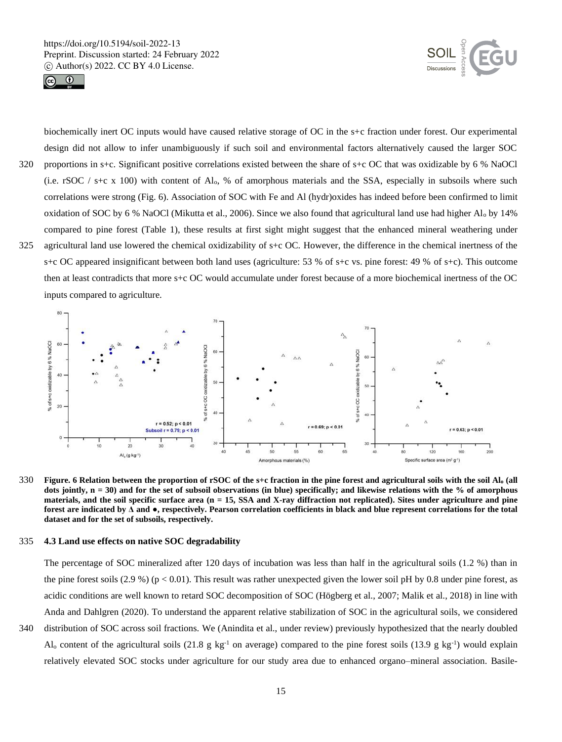biochemically inert OC inputs would have caused relative storage of OC in the s+c fraction under forest. Our experimental design did not allow to infer unambiguously if such soil and environmental factors alternatively caused the larger SOC proportions in s+c. Significant positive correlations existed between the share of s+c OC that was oxidizable by 6 % NaOCl (i.e. rSOC / s+c x 100) with content of $Al_o$, % of amorphous materials and the SSA, especially in subsoils where such correlations were strong (Fig. 6). Association of SOC with Fe and Al (hydr)oxides has indeed before been confirmed to limit oxidation of SOC by 6 % NaOCl (Mikutta et al., 2006). Since we also found that agricultural land use had higher $Al_o$ by 14% compared to pine forest (Table 1), these results at first sight might suggest that the enhanced mineral weathering under agricultural land use lowered the chemical oxidizability of s+c OC. However, the difference in the chemical inertness of the s+c OC appeared insignificant between both land uses (agriculture: 53 % of s+c vs. pine forest: 49 % of s+c). This outcome then at least contradicts that more s+c OC would accumulate under forest because of a more biochemical inertness of the OC inputs compared to agriculture.

**Figure. 6 Relation between the proportion of rSOC of the s+c fraction in the pine forest and agricultural soils with the soil $Al_o$ (all dots jointly, n = 30) and for the set of subsoil observations (in blue) specifically; and likewise relations with the % of amorphous materials, and the soil specific surface area (n = 15, SSA and X-ray diffraction not replicated). Sites under agriculture and pine forest are indicated by Δ and ●, respectively. Pearson correlation coefficients in black and blue represent correlations for the total dataset and for the set of subsoils, respectively.**

### 4.3 Land use effects on native SOC degradability

The percentage of SOC mineralized after 120 days of incubation was less than half in the agricultural soils (1.2 %) than in the pine forest soils (2.9 %) ($p < 0.01$). This result was rather unexpected given the lower soil pH by 0.8 under pine forest, as acidic conditions are well known to retard SOC decomposition of SOC (Högberg et al., 2007; Malik et al., 2018) in line with Anda and Dahlgren (2020). To understand the apparent relative stabilization of SOC in the agricultural soils, we considered distribution of SOC across soil fractions. We (Anindita et al., under review) previously hypothesized that the nearly doubled $Al_o$ content of the agricultural soils (21.8 g $kg^{-1}$ on average) compared to the pine forest soils (13.9 g $kg^{-1}$) would explain relatively elevated SOC stocks under agriculture for our study area due to enhanced organo–mineral association. Basile-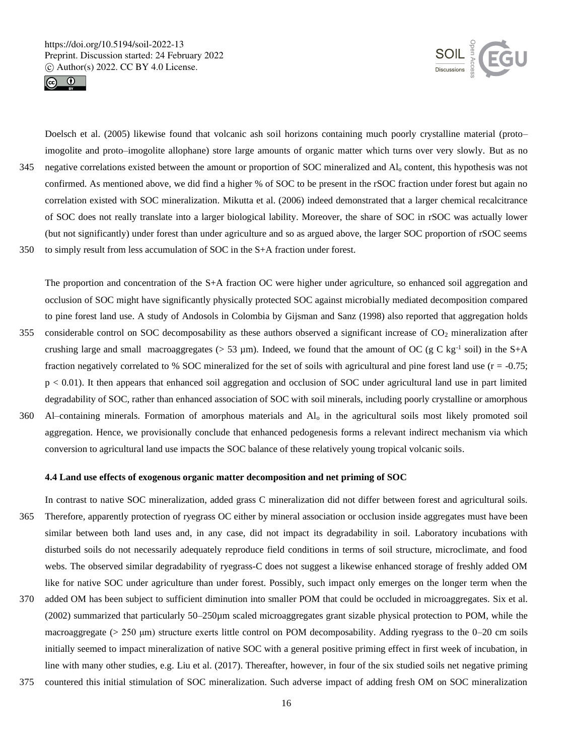Doelsch et al. (2005) likewise found that volcanic ash soil horizons containing much poorly crystalline material (proto–imogolite and proto–imogolite allophane) store large amounts of organic matter which turns over very slowly. But as no negative correlations existed between the amount or proportion of SOC mineralized and $Al_o$ content, this hypothesis was not confirmed. As mentioned above, we did find a higher % of SOC to be present in the rSOC fraction under forest but again no correlation existed with SOC mineralization. Mikutta et al. (2006) indeed demonstrated that a larger chemical recalcitrance of SOC does not really translate into a larger biological lability. Moreover, the share of SOC in rSOC was actually lower (but not significantly) under forest than under agriculture and so as argued above, the larger SOC proportion of rSOC seems to simply result from less accumulation of SOC in the S+A fraction under forest.

The proportion and concentration of the S+A fraction OC were higher under agriculture, so enhanced soil aggregation and occlusion of SOC might have significantly physically protected SOC against microbially mediated decomposition compared to pine forest land use. A study of Andosols in Colombia by Gijsman and Sanz (1998) also reported that aggregation holds considerable control on SOC decomposability as these authors observed a significant increase of $CO_2$ mineralization after crushing large and small macroaggregates (> 53 µm). Indeed, we found that the amount of OC (g C $kg^{-1}$ soil) in the S+A fraction negatively correlated to % SOC mineralized for the set of soils with agricultural and pine forest land use ($r = -0.75$; $p < 0.01$). It then appears that enhanced soil aggregation and occlusion of SOC under agricultural land use in part limited degradability of SOC, rather than enhanced association of SOC with soil minerals, including poorly crystalline or amorphous Al–containing minerals. Formation of amorphous materials and $Al_o$ in the agricultural soils most likely promoted soil aggregation. Hence, we provisionally conclude that enhanced pedogenesis forms a relevant indirect mechanism via which conversion to agricultural land use impacts the SOC balance of these relatively young tropical volcanic soils.

### 4.4 Land use effects of exogenous organic matter decomposition and net priming of SOC

In contrast to native SOC mineralization, added grass C mineralization did not differ between forest and agricultural soils. Therefore, apparently protection of ryegrass OC either by mineral association or occlusion inside aggregates must have been similar between both land uses and, in any case, did not impact its degradability in soil. Laboratory incubations with disturbed soils do not necessarily adequately reproduce field conditions in terms of soil structure, microclimate, and food webs. The observed similar degradability of ryegrass-C does not suggest a likewise enhanced storage of freshly added OM like for native SOC under agriculture than under forest. Possibly, such impact only emerges on the longer term when the added OM has been subject to sufficient diminution into smaller POM that could be occluded in microaggregates. Six et al. (2002) summarized that particularly 50–250µm scaled microaggregates grant sizable physical protection to POM, while the macroaggregate (> 250 µm) structure exerts little control on POM decomposability. Adding ryegrass to the 0–20 cm soils initially seemed to impact mineralization of native SOC with a general positive priming effect in first week of incubation, in line with many other studies, e.g. Liu et al. (2017). Thereafter, however, in four of the six studied soils net negative priming countered this initial stimulation of SOC mineralization. Such adverse impact of adding fresh OM on SOC mineralization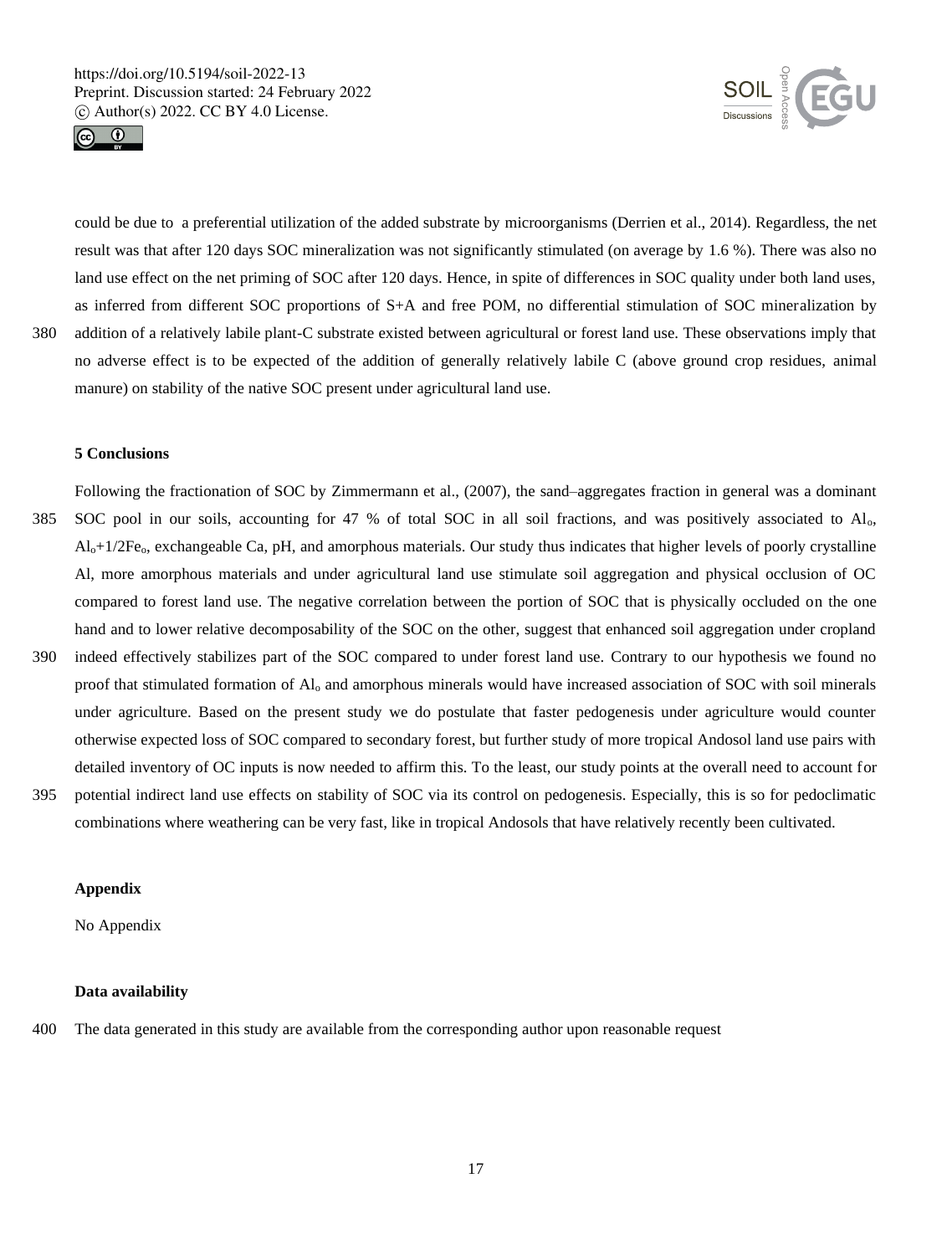could be due to a preferential utilization of the added substrate by microorganisms (Derrien et al., 2014). Regardless, the net result was that after 120 days SOC mineralization was not significantly stimulated (on average by 1.6 %). There was also no land use effect on the net priming of SOC after 120 days. Hence, in spite of differences in SOC quality under both land uses, as inferred from different SOC proportions of S+A and free POM, no differential stimulation of SOC mineralization by addition of a relatively labile plant-C substrate existed between agricultural or forest land use. These observations imply that no adverse effect is to be expected of the addition of generally relatively labile C (above ground crop residues, animal manure) on stability of the native SOC present under agricultural land use.

## 5 Conclusions

Following the fractionation of SOC by Zimmermann et al., (2007), the sand–aggregates fraction in general was a dominant SOC pool in our soils, accounting for 47 % of total SOC in all soil fractions, and was positively associated to $Al_o$, $Al_o+1/2Fe_o$, exchangeable Ca, pH, and amorphous materials. Our study thus indicates that higher levels of poorly crystalline Al, more amorphous materials and under agricultural land use stimulate soil aggregation and physical occlusion of OC compared to forest land use. The negative correlation between the portion of SOC that is physically occluded on the one hand and to lower relative decomposability of the SOC on the other, suggest that enhanced soil aggregation under cropland indeed effectively stabilizes part of the SOC compared to under forest land use. Contrary to our hypothesis we found no proof that stimulated formation of $Al_o$ and amorphous minerals would have increased association of SOC with soil minerals under agriculture. Based on the present study we do postulate that faster pedogenesis under agriculture would counter otherwise expected loss of SOC compared to secondary forest, but further study of more tropical Andosol land use pairs with detailed inventory of OC inputs is now needed to affirm this. To the least, our study points at the overall need to account for potential indirect land use effects on stability of SOC via its control on pedogenesis. Especially, this is so for pedoclimatic combinations where weathering can be very fast, like in tropical Andosols that have relatively recently been cultivated.

## Appendix

No Appendix

## Data availability

The data generated in this study are available from the corresponding author upon reasonable request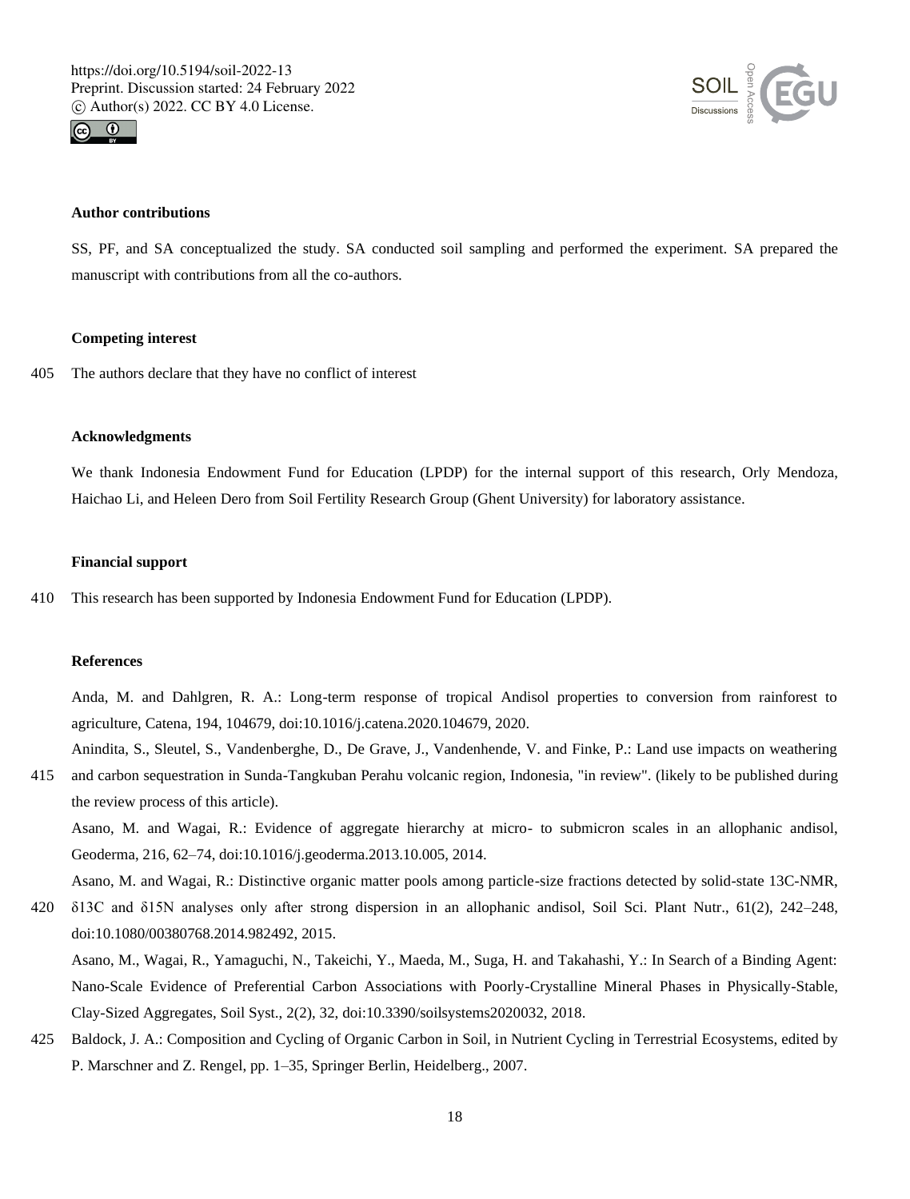## Author contributions

SS, PF, and SA conceptualized the study. SA conducted soil sampling and performed the experiment. SA prepared the manuscript with contributions from all the co-authors.

## Competing interest

The authors declare that they have no conflict of interest

## Acknowledgments

We thank Indonesia Endowment Fund for Education (LPDP) for the internal support of this research, Orly Mendoza, Haichao Li, and Heleen Dero from Soil Fertility Research Group (Ghent University) for laboratory assistance.

## Financial support

This research has been supported by Indonesia Endowment Fund for Education (LPDP).

## References

Anda, M. and Dahlgren, R. A.: Long-term response of tropical Andisol properties to conversion from rainforest to agriculture, Catena, 194, 104679, doi:10.1016/j.catena.2020.104679, 2020.

Anindita, S., Sleutel, S., Vandenberghe, D., De Grave, J., Vandenhende, V. and Finke, P.: Land use impacts on weathering and carbon sequestration in Sunda-Tangkuban Perahu volcanic region, Indonesia, "in review". (likely to be published during the review process of this article).

Asano, M. and Wagai, R.: Evidence of aggregate hierarchy at micro- to submicron scales in an allophanic andisol, Geoderma, 216, 62–74, doi:10.1016/j.geoderma.2013.10.005, 2014.

Asano, M. and Wagai, R.: Distinctive organic matter pools among particle-size fractions detected by solid-state 13C-NMR, δ13C and δ15N analyses only after strong dispersion in an allophanic andisol, Soil Sci. Plant Nutr., 61(2), 242–248, doi:10.1080/00380768.2014.982492, 2015.

Asano, M., Wagai, R., Yamaguchi, N., Takeichi, Y., Maeda, M., Suga, H. and Takahashi, Y.: In Search of a Binding Agent: Nano-Scale Evidence of Preferential Carbon Associations with Poorly-Crystalline Mineral Phases in Physically-Stable, Clay-Sized Aggregates, Soil Syst., 2(2), 32, doi:10.3390/soilsystems2020032, 2018.

Baldock, J. A.: Composition and Cycling of Organic Carbon in Soil, in Nutrient Cycling in Terrestrial Ecosystems, edited by P. Marschner and Z. Rengel, pp. 1–35, Springer Berlin, Heidelberg., 2007.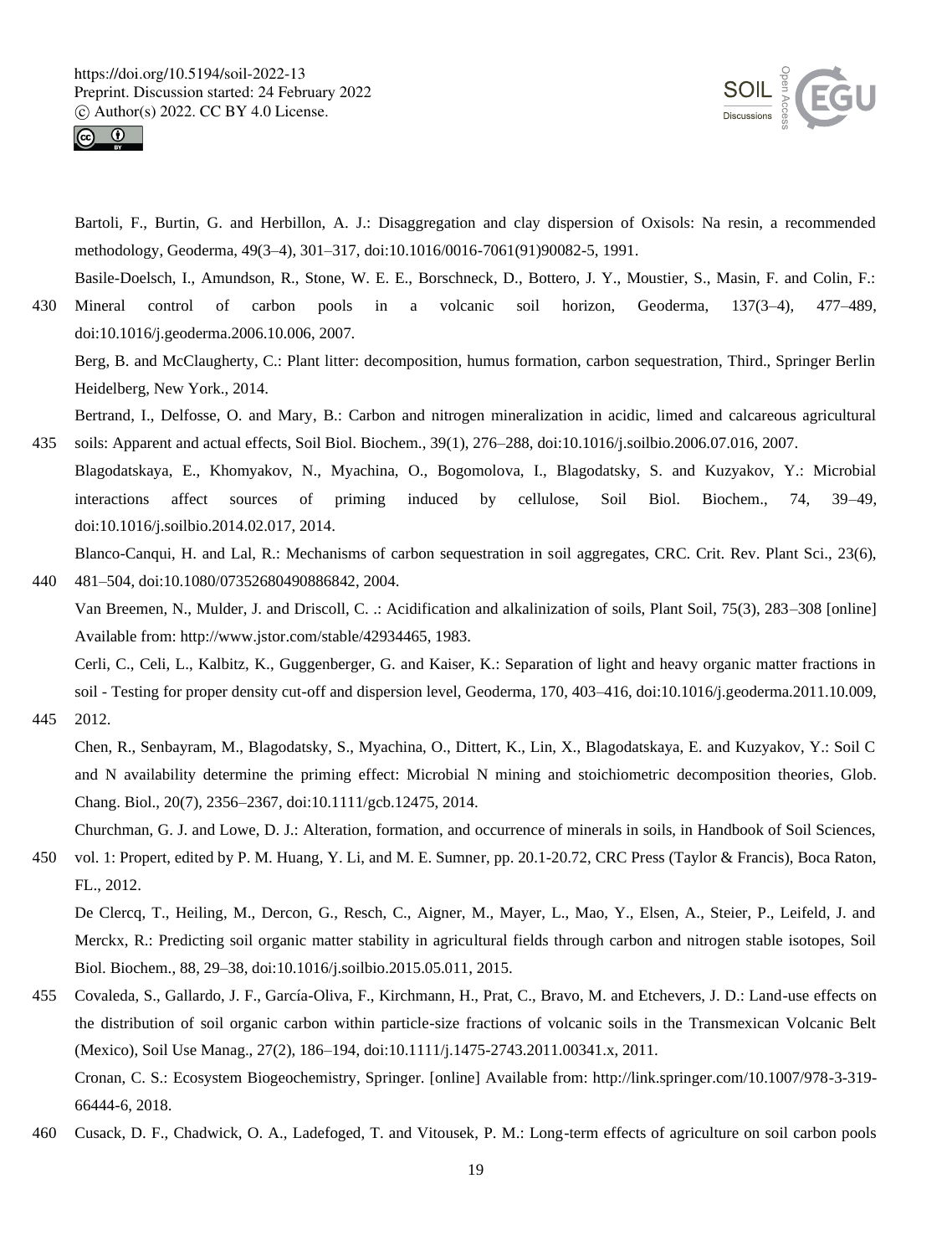Bartoli, F., Burtin, G. and Herbillon, A. J.: Disaggregation and clay dispersion of Oxisols: Na resin, a recommended methodology, Geoderma, 49(3–4), 301–317, doi:10.1016/0016-7061(91)90082-5, 1991.

Basile-Doelsch, I., Amundson, R., Stone, W. E. E., Borschneck, D., Bottero, J. Y., Moustier, S., Masin, F. and Colin, F.: Mineral control of carbon pools in a volcanic soil horizon, Geoderma, 137(3–4), 477–489, doi:10.1016/j.geoderma.2006.10.006, 2007.

Berg, B. and McClaugherty, C.: Plant litter: decomposition, humus formation, carbon sequestration, Third., Springer Berlin Heidelberg, New York., 2014.

Bertrand, I., Delfosse, O. and Mary, B.: Carbon and nitrogen mineralization in acidic, limed and calcareous agricultural soils: Apparent and actual effects, Soil Biol. Biochem., 39(1), 276–288, doi:10.1016/j.soilbio.2006.07.016, 2007.

Blagodatskaya, E., Khomyakov, N., Myachina, O., Bogomolova, I., Blagodatsky, S. and Kuzyakov, Y.: Microbial interactions affect sources of priming induced by cellulose, Soil Biol. Biochem., 74, 39–49, doi:10.1016/j.soilbio.2014.02.017, 2014.

Blanco-Canqui, H. and Lal, R.: Mechanisms of carbon sequestration in soil aggregates, CRC. Crit. Rev. Plant Sci., 23(6), 481–504, doi:10.1080/07352680490886842, 2004.

Van Breemen, N., Mulder, J. and Driscoll, C. .: Acidification and alkalinization of soils, Plant Soil, 75(3), 283–308 [online] Available from: http://www.jstor.com/stable/42934465, 1983.

Cerli, C., Celi, L., Kalbitz, K., Guggenberger, G. and Kaiser, K.: Separation of light and heavy organic matter fractions in soil - Testing for proper density cut-off and dispersion level, Geoderma, 170, 403–416, doi:10.1016/j.geoderma.2011.10.009, 2012.

Chen, R., Senbayram, M., Blagodatsky, S., Myachina, O., Dittert, K., Lin, X., Blagodatskaya, E. and Kuzyakov, Y.: Soil C and N availability determine the priming effect: Microbial N mining and stoichiometric decomposition theories, Glob. Chang. Biol., 20(7), 2356–2367, doi:10.1111/gcb.12475, 2014.

Churchman, G. J. and Lowe, D. J.: Alteration, formation, and occurrence of minerals in soils, in Handbook of Soil Sciences, vol. 1: Propert, edited by P. M. Huang, Y. Li, and M. E. Sumner, pp. 20.1-20.72, CRC Press (Taylor & Francis), Boca Raton, FL., 2012.

De Clercq, T., Heiling, M., Dercon, G., Resch, C., Aigner, M., Mayer, L., Mao, Y., Elsen, A., Steier, P., Leifeld, J. and Merckx, R.: Predicting soil organic matter stability in agricultural fields through carbon and nitrogen stable isotopes, Soil Biol. Biochem., 88, 29–38, doi:10.1016/j.soilbio.2015.05.011, 2015.

Covaleda, S., Gallardo, J. F., García-Oliva, F., Kirchmann, H., Prat, C., Bravo, M. and Etchevers, J. D.: Land-use effects on the distribution of soil organic carbon within particle-size fractions of volcanic soils in the Transmexican Volcanic Belt (Mexico), Soil Use Manag., 27(2), 186–194, doi:10.1111/j.1475-2743.2011.00341.x, 2011.

Cronan, C. S.: Ecosystem Biogeochemistry, Springer. [online] Available from: http://link.springer.com/10.1007/978-3-319-66444-6, 2018.

Cusack, D. F., Chadwick, O. A., Ladefoged, T. and Vitousek, P. M.: Long-term effects of agriculture on soil carbon pools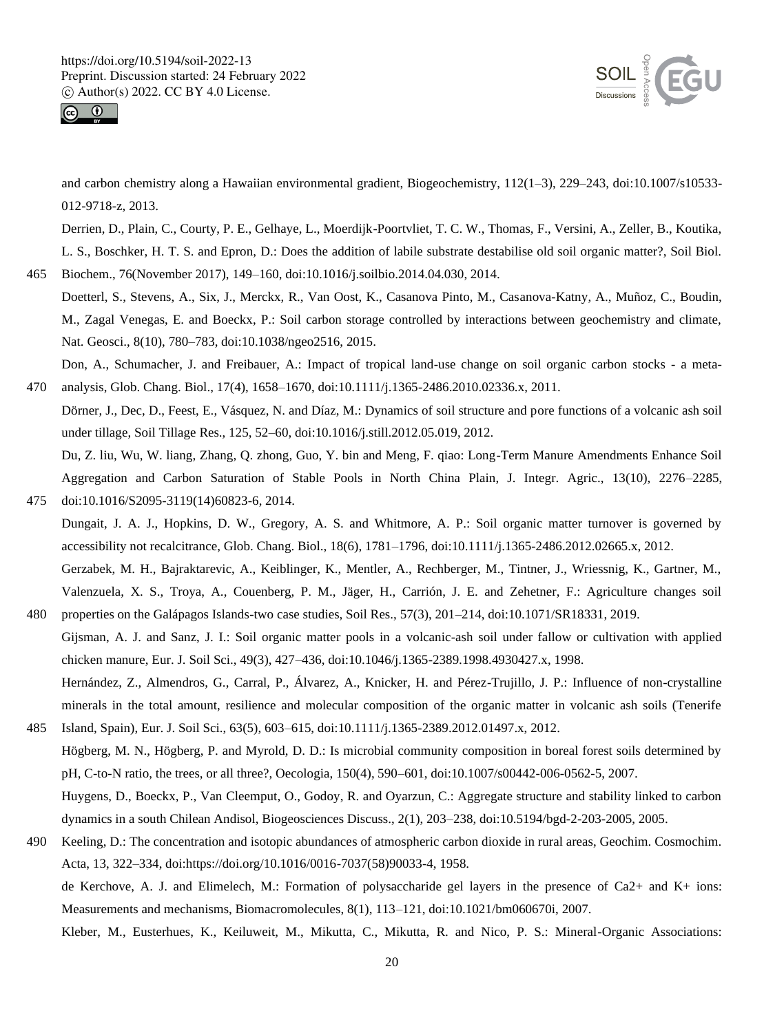and carbon chemistry along a Hawaiian environmental gradient, Biogeochemistry, 112(1–3), 229–243, doi:10.1007/s10533-012-9718-z, 2013.

Derrien, D., Plain, C., Courty, P. E., Gelhaye, L., Moerdijk-Poortvliet, T. C. W., Thomas, F., Versini, A., Zeller, B., Koutika, L. S., Boschker, H. T. S. and Epron, D.: Does the addition of labile substrate destabilise old soil organic matter?, Soil Biol. Biochem., 76(November 2017), 149–160, doi:10.1016/j.soilbio.2014.04.030, 2014.

Doetterl, S., Stevens, A., Six, J., Merckx, R., Van Oost, K., Casanova Pinto, M., Casanova-Katny, A., Muñoz, C., Boudin, M., Zagal Venegas, E. and Boeckx, P.: Soil carbon storage controlled by interactions between geochemistry and climate, Nat. Geosci., 8(10), 780–783, doi:10.1038/ngeo2516, 2015.

Don, A., Schumacher, J. and Freibauer, A.: Impact of tropical land-use change on soil organic carbon stocks - a meta-analysis, Glob. Chang. Biol., 17(4), 1658–1670, doi:10.1111/j.1365-2486.2010.02336.x, 2011.

Dörner, J., Dec, D., Feest, E., Vásquez, N. and Díaz, M.: Dynamics of soil structure and pore functions of a volcanic ash soil under tillage, Soil Tillage Res., 125, 52–60, doi:10.1016/j.still.2012.05.019, 2012.

Du, Z. liu, Wu, W. liang, Zhang, Q. zhong, Guo, Y. bin and Meng, F. qiao: Long-Term Manure Amendments Enhance Soil Aggregation and Carbon Saturation of Stable Pools in North China Plain, J. Integr. Agric., 13(10), 2276–2285, doi:10.1016/S2095-3119(14)60823-6, 2014.

Dungait, J. A. J., Hopkins, D. W., Gregory, A. S. and Whitmore, A. P.: Soil organic matter turnover is governed by accessibility not recalcitrance, Glob. Chang. Biol., 18(6), 1781–1796, doi:10.1111/j.1365-2486.2012.02665.x, 2012.

Gerzabek, M. H., Bajraktarevic, A., Keiblinger, K., Mentler, A., Rechberger, M., Tintner, J., Wriessnig, K., Gartner, M., Valenzuela, X. S., Troya, A., Couenberg, P. M., Jäger, H., Carrión, J. E. and Zehetner, F.: Agriculture changes soil properties on the Galápagos Islands-two case studies, Soil Res., 57(3), 201–214, doi:10.1071/SR18331, 2019.

Gijsman, A. J. and Sanz, J. I.: Soil organic matter pools in a volcanic-ash soil under fallow or cultivation with applied chicken manure, Eur. J. Soil Sci., 49(3), 427–436, doi:10.1046/j.1365-2389.1998.4930427.x, 1998.

Hernández, Z., Almendros, G., Carral, P., Álvarez, A., Knicker, H. and Pérez-Trujillo, J. P.: Influence of non-crystalline minerals in the total amount, resilience and molecular composition of the organic matter in volcanic ash soils (Tenerife Island, Spain), Eur. J. Soil Sci., 63(5), 603–615, doi:10.1111/j.1365-2389.2012.01497.x, 2012.

Högberg, M. N., Högberg, P. and Myrold, D. D.: Is microbial community composition in boreal forest soils determined by pH, C-to-N ratio, the trees, or all three?, Oecologia, 150(4), 590–601, doi:10.1007/s00442-006-0562-5, 2007.

Huygens, D., Boeckx, P., Van Cleemput, O., Godoy, R. and Oyarzun, C.: Aggregate structure and stability linked to carbon dynamics in a south Chilean Andisol, Biogeosciences Discuss., 2(1), 203–238, doi:10.5194/bgd-2-203-2005, 2005.

Keeling, D.: The concentration and isotopic abundances of atmospheric carbon dioxide in rural areas, Geochim. Cosmochim. Acta, 13, 322–334, doi:https://doi.org/10.1016/0016-7037(58)90033-4, 1958.

de Kerchove, A. J. and Elimelech, M.: Formation of polysaccharide gel layers in the presence of $Ca^{2+}$ and $K^{+}$ ions: Measurements and mechanisms, Biomacromolecules, 8(1), 113–121, doi:10.1021/bm060670i, 2007.

Kleber, M., Eusterhues, K., Keiluweit, M., Mikutta, C., Mikutta, R. and Nico, P. S.: Mineral-Organic Associations: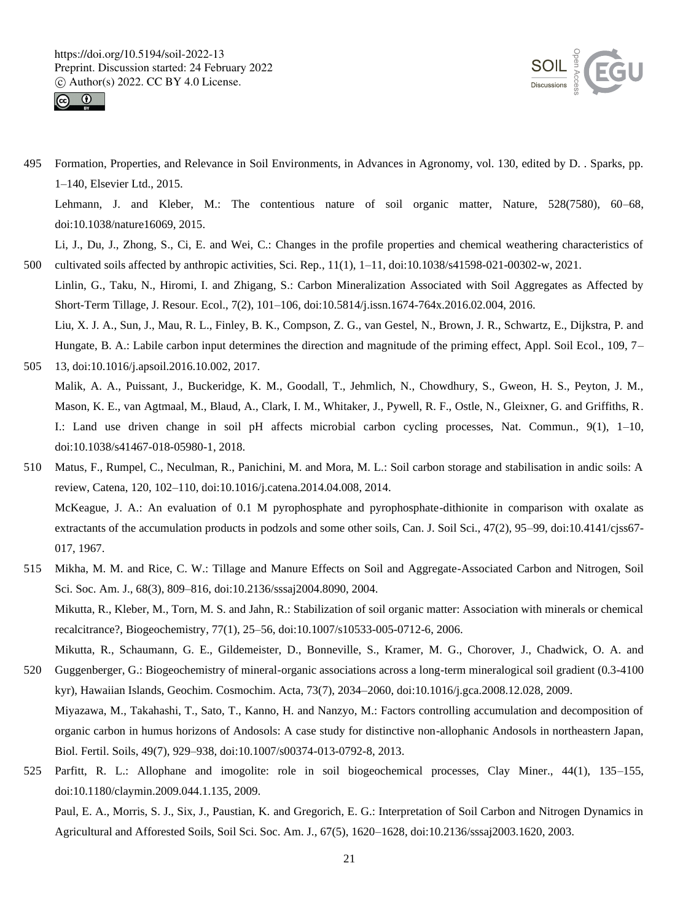Formation, Properties, and Relevance in Soil Environments, in Advances in Agronomy, vol. 130, edited by D. . Sparks, pp. 1–140, Elsevier Ltd., 2015.

Lehmann, J. and Kleber, M.: The contentious nature of soil organic matter, Nature, 528(7580), 60–68, doi:10.1038/nature16069, 2015.

Li, J., Du, J., Zhong, S., Ci, E. and Wei, C.: Changes in the profile properties and chemical weathering characteristics of cultivated soils affected by anthropic activities, Sci. Rep., 11(1), 1–11, doi:10.1038/s41598-021-00302-w, 2021.

Linlin, G., Taku, N., Hiromi, I. and Zhigang, S.: Carbon Mineralization Associated with Soil Aggregates as Affected by Short-Term Tillage, J. Resour. Ecol., 7(2), 101–106, doi:10.5814/j.issn.1674-764x.2016.02.004, 2016.

Liu, X. J. A., Sun, J., Mau, R. L., Finley, B. K., Compson, Z. G., van Gestel, N., Brown, J. R., Schwartz, E., Dijkstra, P. and Hungate, B. A.: Labile carbon input determines the direction and magnitude of the priming effect, Appl. Soil Ecol., 109, 7–13, doi:10.1016/j.apsoil.2016.10.002, 2017.

Malik, A. A., Puissant, J., Buckeridge, K. M., Goodall, T., Jehmlich, N., Chowdhury, S., Gweon, H. S., Peyton, J. M., Mason, K. E., van Agtmaal, M., Blaud, A., Clark, I. M., Whitaker, J., Pywell, R. F., Ostle, N., Gleixner, G. and Griffiths, R. I.: Land use driven change in soil pH affects microbial carbon cycling processes, Nat. Commun., 9(1), 1–10, doi:10.1038/s41467-018-05980-1, 2018.

Matus, F., Rumpel, C., Neculman, R., Panichini, M. and Mora, M. L.: Soil carbon storage and stabilisation in andic soils: A review, Catena, 120, 102–110, doi:10.1016/j.catena.2014.04.008, 2014.

McKeague, J. A.: An evaluation of 0.1 M pyrophosphate and pyrophosphate-dithionite in comparison with oxalate as extractants of the accumulation products in podzols and some other soils, Can. J. Soil Sci., 47(2), 95–99, doi:10.4141/cjss67-017, 1967.

Mikha, M. M. and Rice, C. W.: Tillage and Manure Effects on Soil and Aggregate-Associated Carbon and Nitrogen, Soil Sci. Soc. Am. J., 68(3), 809–816, doi:10.2136/sssaj2004.8090, 2004.

Mikutta, R., Kleber, M., Torn, M. S. and Jahn, R.: Stabilization of soil organic matter: Association with minerals or chemical recalcitrance?, Biogeochemistry, 77(1), 25–56, doi:10.1007/s10533-005-0712-6, 2006.

Mikutta, R., Schaumann, G. E., Gildemeister, D., Bonneville, S., Kramer, M. G., Chorover, J., Chadwick, O. A. and Guggenberger, G.: Biogeochemistry of mineral-organic associations across a long-term mineralogical soil gradient (0.3-4100 kyr), Hawaiian Islands, Geochim. Cosmochim. Acta, 73(7), 2034–2060, doi:10.1016/j.gca.2008.12.028, 2009.

Miyazawa, M., Takahashi, T., Sato, T., Kanno, H. and Nanzyo, M.: Factors controlling accumulation and decomposition of organic carbon in humus horizons of Andosols: A case study for distinctive non-allophanic Andosols in northeastern Japan, Biol. Fertil. Soils, 49(7), 929–938, doi:10.1007/s00374-013-0792-8, 2013.

Parfitt, R. L.: Allophane and imogolite: role in soil biogeochemical processes, Clay Miner., 44(1), 135–155, doi:10.1180/claymin.2009.044.1.135, 2009.

Paul, E. A., Morris, S. J., Six, J., Paustian, K. and Gregorich, E. G.: Interpretation of Soil Carbon and Nitrogen Dynamics in Agricultural and Afforested Soils, Soil Sci. Soc. Am. J., 67(5), 1620–1628, doi:10.2136/sssaj2003.1620, 2003.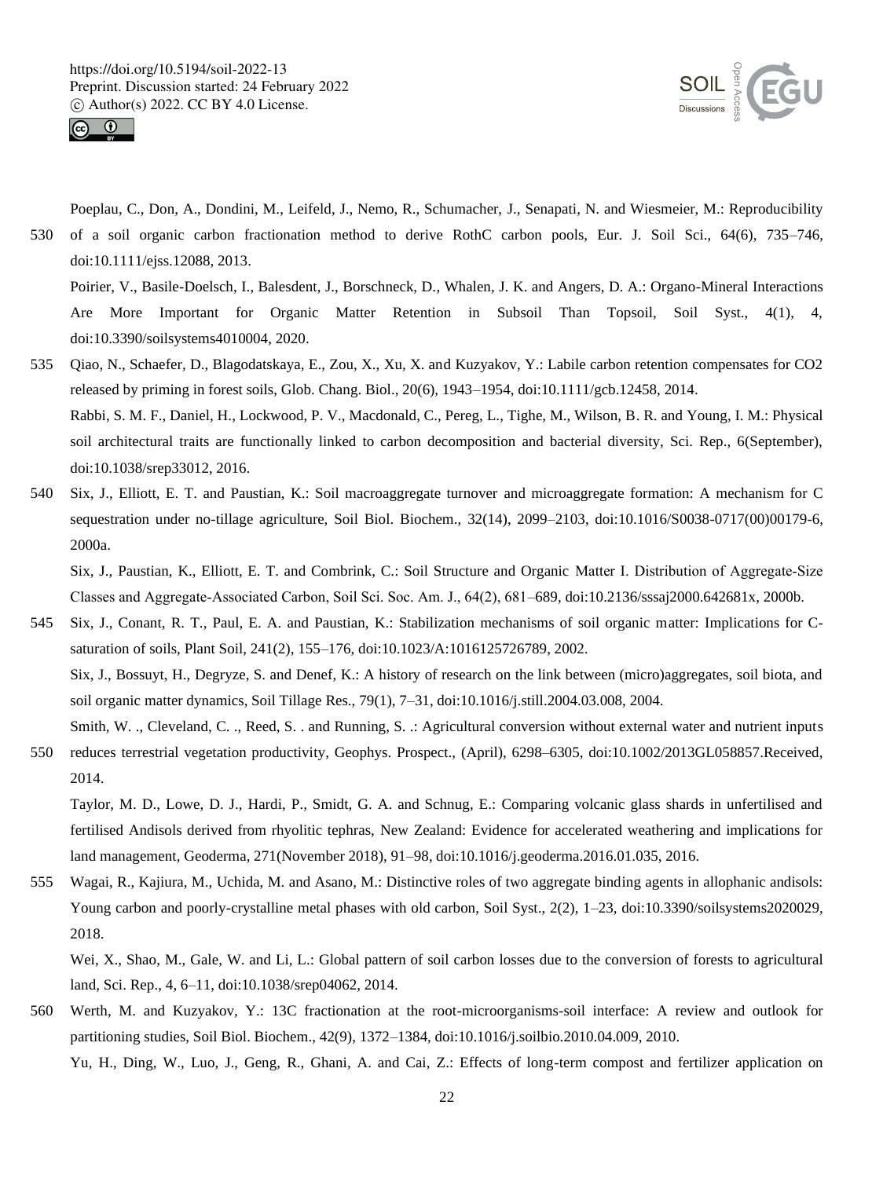Poeplau, C., Don, A., Dondini, M., Leifeld, J., Nemo, R., Schumacher, J., Senapati, N. and Wiesmeier, M.: Reproducibility of a soil organic carbon fractionation method to derive RothC carbon pools, Eur. J. Soil Sci., 64(6), 735–746, doi:10.1111/ejss.12088, 2013.

Poirier, V., Basile-Doelsch, I., Balesdent, J., Borschneck, D., Whalen, J. K. and Angers, D. A.: Organo-Mineral Interactions Are More Important for Organic Matter Retention in Subsoil Than Topsoil, Soil Syst., 4(1), 4, doi:10.3390/soilsystems4010004, 2020.

Qiao, N., Schaefer, D., Blagodatskaya, E., Zou, X., Xu, X. and Kuzyakov, Y.: Labile carbon retention compensates for CO2 released by priming in forest soils, Glob. Chang. Biol., 20(6), 1943–1954, doi:10.1111/gcb.12458, 2014.

Rabbi, S. M. F., Daniel, H., Lockwood, P. V., Macdonald, C., Pereg, L., Tighe, M., Wilson, B. R. and Young, I. M.: Physical soil architectural traits are functionally linked to carbon decomposition and bacterial diversity, Sci. Rep., 6(September), doi:10.1038/srep33012, 2016.

Six, J., Elliott, E. T. and Paustian, K.: Soil macroaggregate turnover and microaggregate formation: A mechanism for C sequestration under no-tillage agriculture, Soil Biol. Biochem., 32(14), 2099–2103, doi:10.1016/S0038-0717(00)00179-6, 2000a.

Six, J., Paustian, K., Elliott, E. T. and Combrink, C.: Soil Structure and Organic Matter I. Distribution of Aggregate-Size Classes and Aggregate-Associated Carbon, Soil Sci. Soc. Am. J., 64(2), 681–689, doi:10.2136/sssaj2000.642681x, 2000b.

Six, J., Conant, R. T., Paul, E. A. and Paustian, K.: Stabilization mechanisms of soil organic matter: Implications for C-saturation of soils, Plant Soil, 241(2), 155–176, doi:10.1023/A:1016125726789, 2002.

Six, J., Bossuyt, H., Degryze, S. and Denef, K.: A history of research on the link between (micro)aggregates, soil biota, and soil organic matter dynamics, Soil Tillage Res., 79(1), 7–31, doi:10.1016/j.still.2004.03.008, 2004.

Smith, W. ., Cleveland, C. ., Reed, S. . and Running, S. .: Agricultural conversion without external water and nutrient inputs reduces terrestrial vegetation productivity, Geophys. Prospect., (April), 6298–6305, doi:10.1002/2013GL058857.Received, 2014.

Taylor, M. D., Lowe, D. J., Hardi, P., Smidt, G. A. and Schnug, E.: Comparing volcanic glass shards in unfertilised and fertilised Andisols derived from rhyolitic tephras, New Zealand: Evidence for accelerated weathering and implications for land management, Geoderma, 271(November 2018), 91–98, doi:10.1016/j.geoderma.2016.01.035, 2016.

Wagai, R., Kajiura, M., Uchida, M. and Asano, M.: Distinctive roles of two aggregate binding agents in allophanic andisols: Young carbon and poorly-crystalline metal phases with old carbon, Soil Syst., 2(2), 1–23, doi:10.3390/soilsystems2020029, 2018.

Wei, X., Shao, M., Gale, W. and Li, L.: Global pattern of soil carbon losses due to the conversion of forests to agricultural land, Sci. Rep., 4, 6–11, doi:10.1038/srep04062, 2014.

Werth, M. and Kuzyakov, Y.: 13C fractionation at the root-microorganisms-soil interface: A review and outlook for partitioning studies, Soil Biol. Biochem., 42(9), 1372–1384, doi:10.1016/j.soilbio.2010.04.009, 2010.

Yu, H., Ding, W., Luo, J., Geng, R., Ghani, A. and Cai, Z.: Effects of long-term compost and fertilizer application on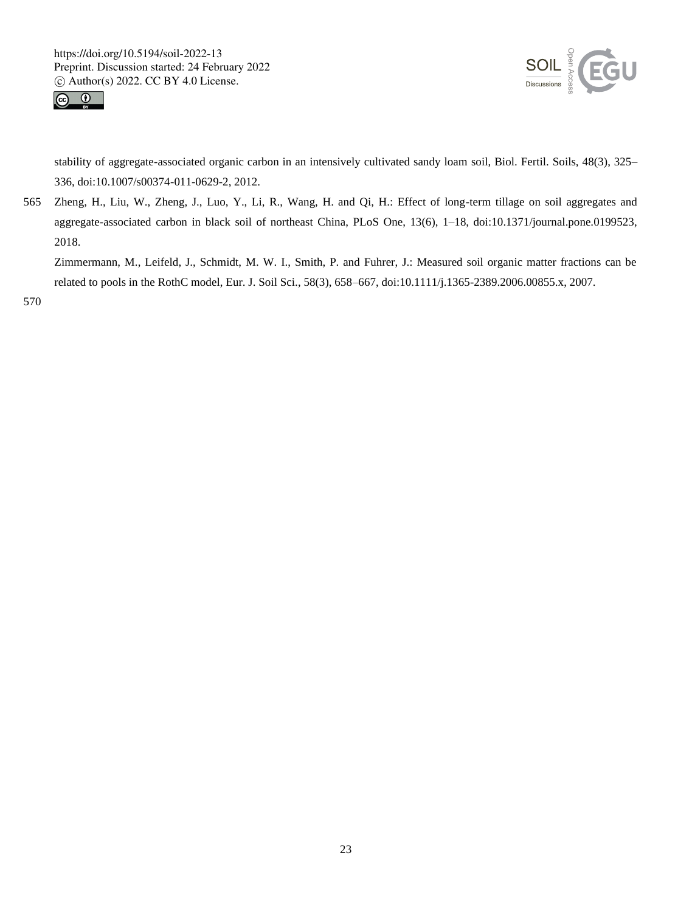stability of aggregate-associated organic carbon in an intensively cultivated sandy loam soil, Biol. Fertil. Soils, 48(3), 325–336, doi:10.1007/s00374-011-0629-2, 2012.

Zheng, H., Liu, W., Zheng, J., Luo, Y., Li, R., Wang, H. and Qi, H.: Effect of long-term tillage on soil aggregates and aggregate-associated carbon in black soil of northeast China, PLoS One, 13(6), 1–18, doi:10.1371/journal.pone.0199523, 2018.

Zimmermann, M., Leifeld, J., Schmidt, M. W. I., Smith, P. and Fuhrer, J.: Measured soil organic matter fractions can be related to pools in the RothC model, Eur. J. Soil Sci., 58(3), 658–667, doi:10.1111/j.1365-2389.2006.00855.x, 2007.